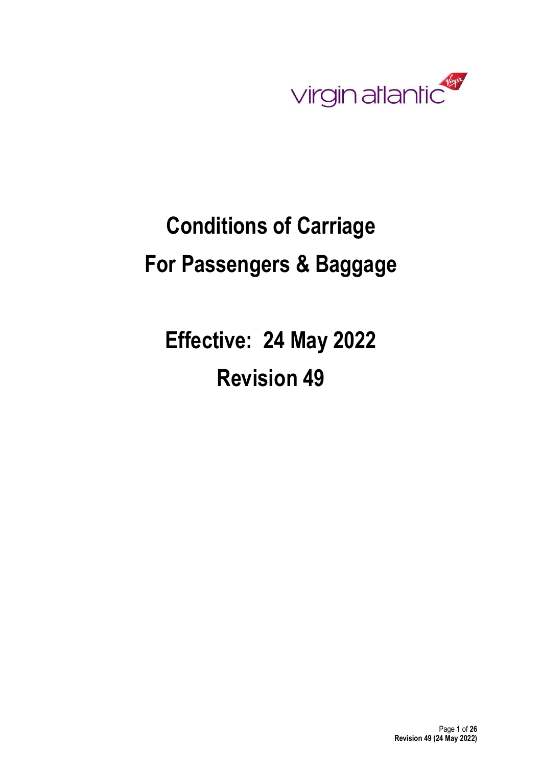virgin atlantic

# Conditions of Carriage For Passengers & Baggage

## Effective: 24 May 2022

## Revision 49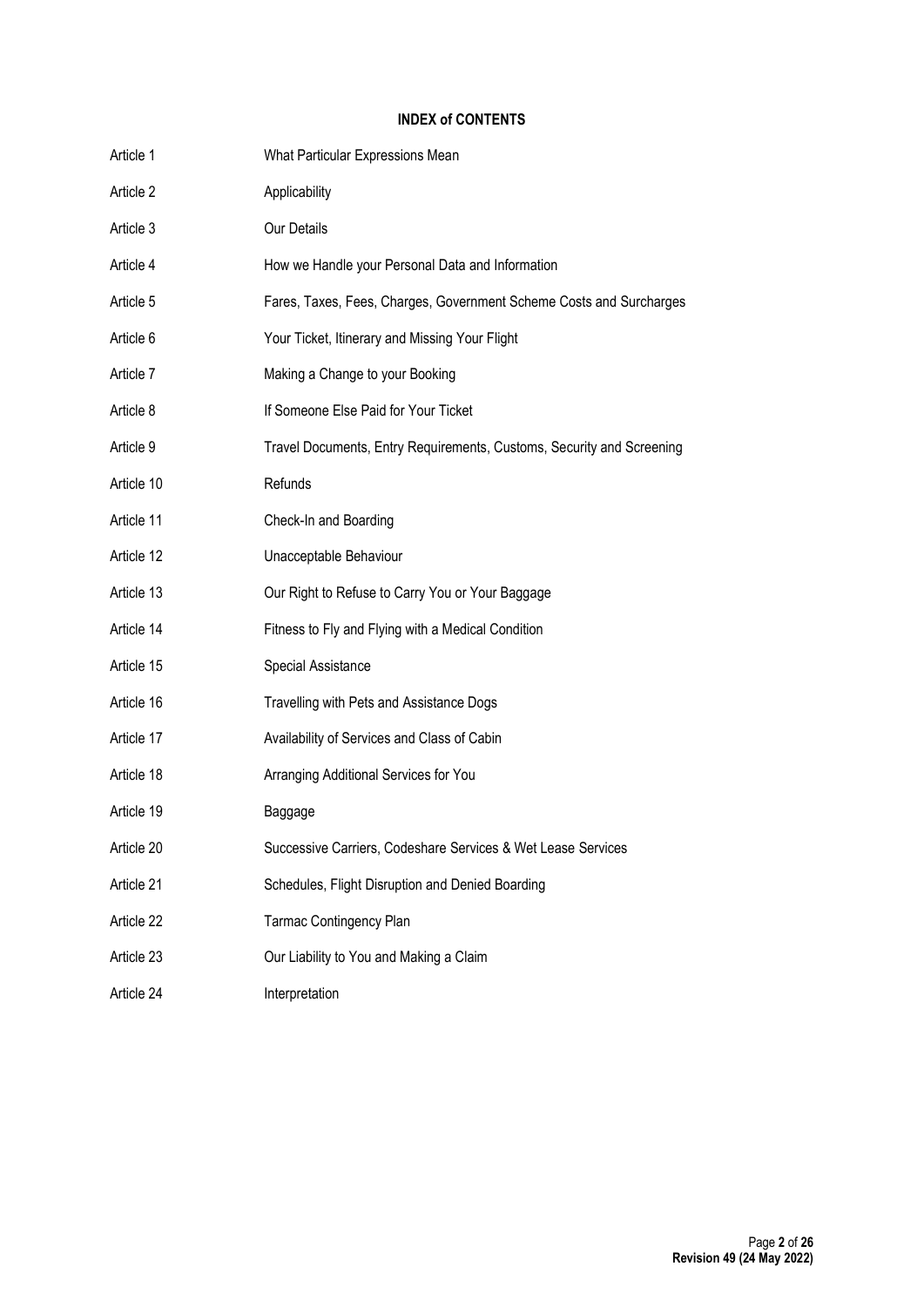**INDEX of CONTENTS**

| | |
|---|---|
| Article 1 | What Particular Expressions Mean |
| Article 2 | Applicability |
| Article 3 | Our Details |
| Article 4 | How we Handle your Personal Data and Information |
| Article 5 | Fares, Taxes, Fees, Charges, Government Scheme Costs and Surcharges |
| Article 6 | Your Ticket, Itinerary and Missing Your Flight |
| Article 7 | Making a Change to your Booking |
| Article 8 | If Someone Else Paid for Your Ticket |
| Article 9 | Travel Documents, Entry Requirements, Customs, Security and Screening |
| Article 10 | Refunds |
| Article 11 | Check-In and Boarding |
| Article 12 | Unacceptable Behaviour |
| Article 13 | Our Right to Refuse to Carry You or Your Baggage |
| Article 14 | Fitness to Fly and Flying with a Medical Condition |
| Article 15 | Special Assistance |
| Article 16 | Travelling with Pets and Assistance Dogs |
| Article 17 | Availability of Services and Class of Cabin |
| Article 18 | Arranging Additional Services for You |
| Article 19 | Baggage |
| Article 20 | Successive Carriers, Codeshare Services & Wet Lease Services |
| Article 21 | Schedules, Flight Disruption and Denied Boarding |
| Article 22 | Tarmac Contingency Plan |
| Article 23 | Our Liability to You and Making a Claim |
| Article 24 | Interpretation |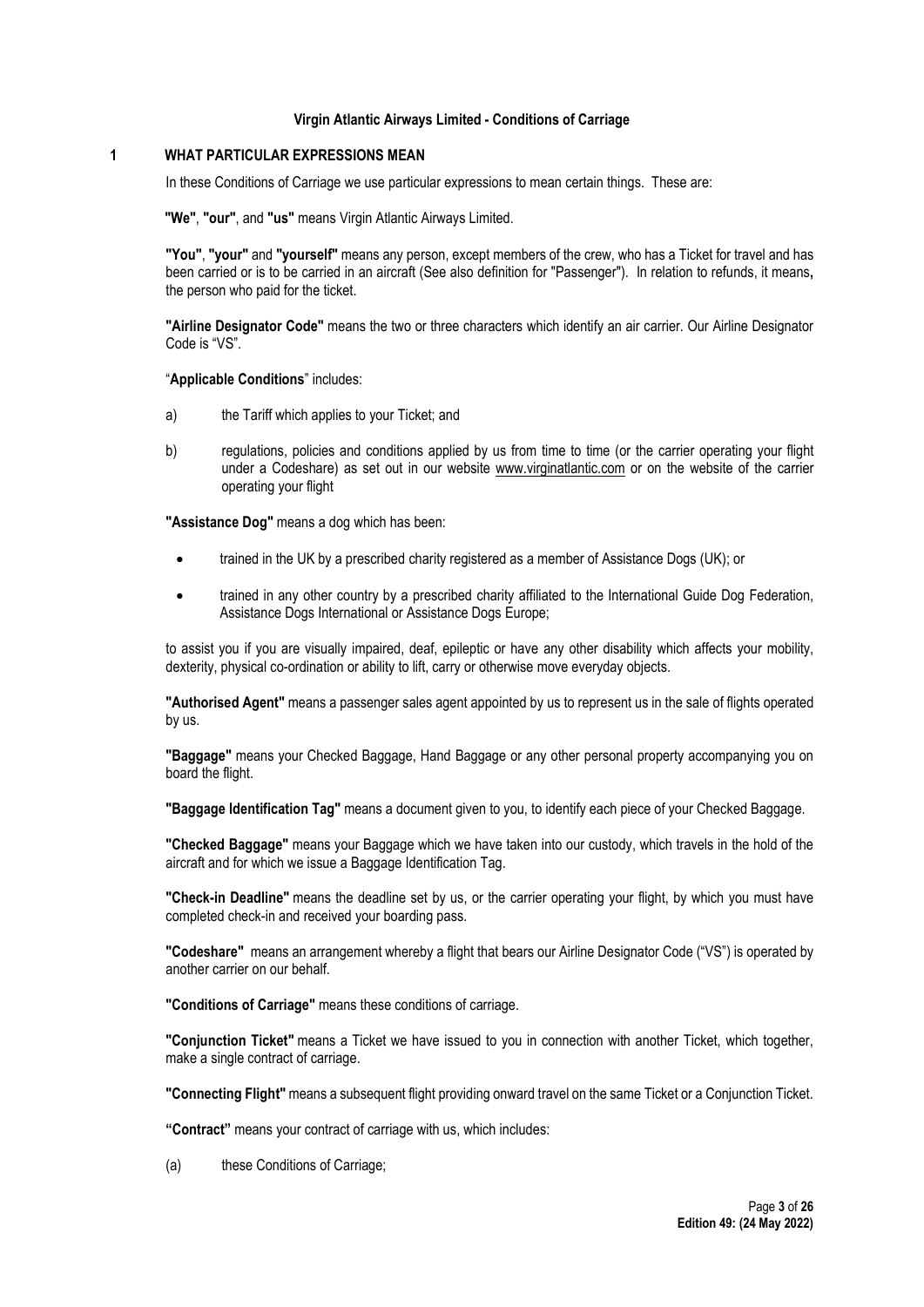**Virgin Atlantic Airways Limited - Conditions of Carriage**

## 1 WHAT PARTICULAR EXPRESSIONS MEAN

In these Conditions of Carriage we use particular expressions to mean certain things. These are:

**"We"**, **"our"**, and **"us"** means Virgin Atlantic Airways Limited.

**"You"**, **"your"** and **"yourself"** means any person, except members of the crew, who has a Ticket for travel and has been carried or is to be carried in an aircraft (See also definition for "Passenger"). In relation to refunds, it means**,** the person who paid for the ticket.

**"Airline Designator Code"** means the two or three characters which identify an air carrier. Our Airline Designator Code is "VS".

"**Applicable Conditions**" includes:

a) the Tariff which applies to your Ticket; and

b) regulations, policies and conditions applied by us from time to time (or the carrier operating your flight under a Codeshare) as set out in our website www.virginatlantic.com or on the website of the carrier operating your flight

**"Assistance Dog"** means a dog which has been:

- trained in the UK by a prescribed charity registered as a member of Assistance Dogs (UK); or
- trained in any other country by a prescribed charity affiliated to the International Guide Dog Federation, Assistance Dogs International or Assistance Dogs Europe;

to assist you if you are visually impaired, deaf, epileptic or have any other disability which affects your mobility, dexterity, physical co-ordination or ability to lift, carry or otherwise move everyday objects.

**"Authorised Agent"** means a passenger sales agent appointed by us to represent us in the sale of flights operated by us.

**"Baggage"** means your Checked Baggage, Hand Baggage or any other personal property accompanying you on board the flight.

**"Baggage Identification Tag"** means a document given to you, to identify each piece of your Checked Baggage.

**"Checked Baggage"** means your Baggage which we have taken into our custody, which travels in the hold of the aircraft and for which we issue a Baggage Identification Tag.

**"Check-in Deadline"** means the deadline set by us, or the carrier operating your flight, by which you must have completed check-in and received your boarding pass.

**"Codeshare"** means an arrangement whereby a flight that bears our Airline Designator Code ("VS") is operated by another carrier on our behalf.

**"Conditions of Carriage"** means these conditions of carriage.

**"Conjunction Ticket"** means a Ticket we have issued to you in connection with another Ticket, which together, make a single contract of carriage.

**"Connecting Flight"** means a subsequent flight providing onward travel on the same Ticket or a Conjunction Ticket.

**"Contract"** means your contract of carriage with us, which includes:

(a) these Conditions of Carriage;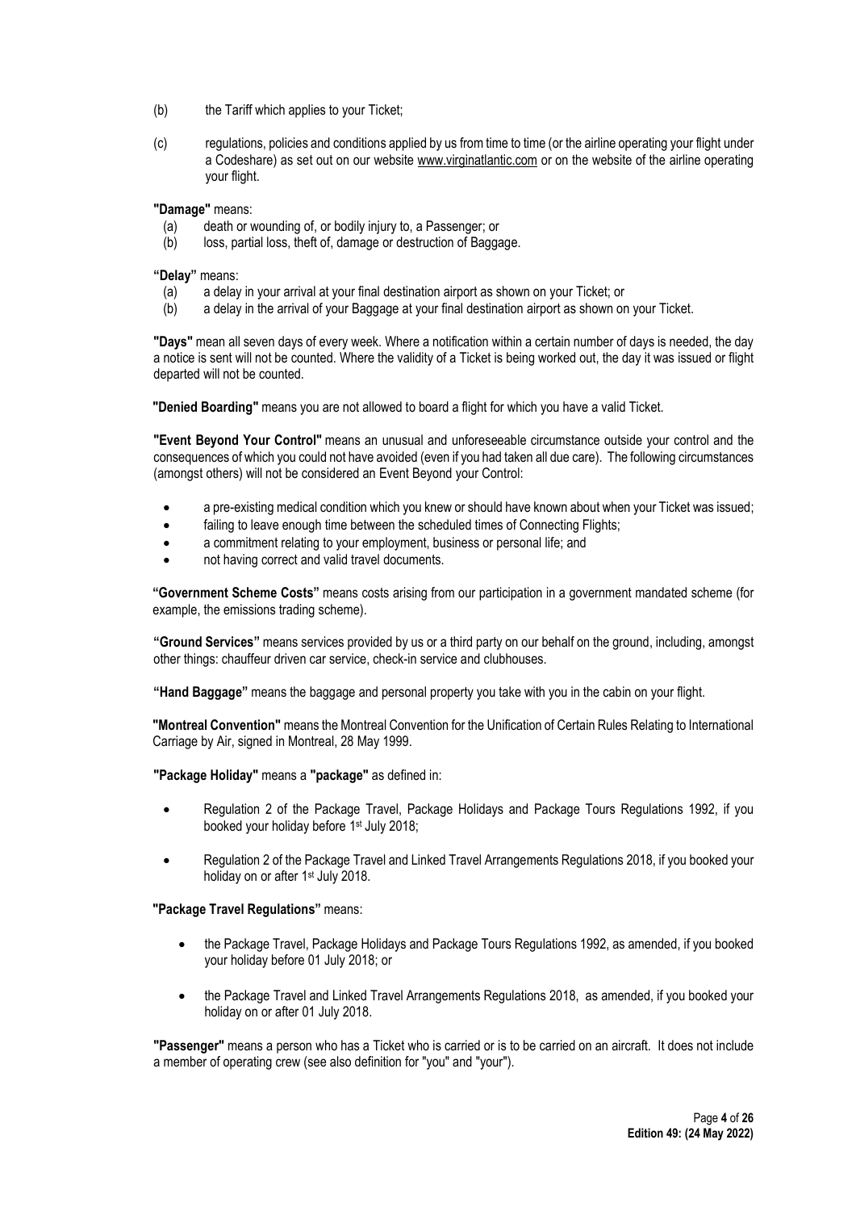(b) the Tariff which applies to your Ticket;

(c) regulations, policies and conditions applied by us from time to time (or the airline operating your flight under a Codeshare) as set out on our website www.virginatlantic.com or on the website of the airline operating your flight.

**"Damage"** means:

(a) death or wounding of, or bodily injury to, a Passenger; or
(b) loss, partial loss, theft of, damage or destruction of Baggage.

**"Delay"** means:

(a) a delay in your arrival at your final destination airport as shown on your Ticket; or
(b) a delay in the arrival of your Baggage at your final destination airport as shown on your Ticket.

**"Days"** mean all seven days of every week. Where a notification within a certain number of days is needed, the day a notice is sent will not be counted. Where the validity of a Ticket is being worked out, the day it was issued or flight departed will not be counted.

**"Denied Boarding"** means you are not allowed to board a flight for which you have a valid Ticket.

**"Event Beyond Your Control"** means an unusual and unforeseeable circumstance outside your control and the consequences of which you could not have avoided (even if you had taken all due care). The following circumstances (amongst others) will not be considered an Event Beyond your Control:

- a pre-existing medical condition which you knew or should have known about when your Ticket was issued;
- failing to leave enough time between the scheduled times of Connecting Flights;
- a commitment relating to your employment, business or personal life; and
- not having correct and valid travel documents.

**"Government Scheme Costs"** means costs arising from our participation in a government mandated scheme (for example, the emissions trading scheme).

**"Ground Services"** means services provided by us or a third party on our behalf on the ground, including, amongst other things: chauffeur driven car service, check-in service and clubhouses.

**"Hand Baggage"** means the baggage and personal property you take with you in the cabin on your flight.

**"Montreal Convention"** means the Montreal Convention for the Unification of Certain Rules Relating to International Carriage by Air, signed in Montreal, 28 May 1999.

**"Package Holiday"** means a **"package"** as defined in:

- Regulation 2 of the Package Travel, Package Holidays and Package Tours Regulations 1992, if you booked your holiday before 1st July 2018;
- Regulation 2 of the Package Travel and Linked Travel Arrangements Regulations 2018, if you booked your holiday on or after 1st July 2018.

**"Package Travel Regulations"** means:

- the Package Travel, Package Holidays and Package Tours Regulations 1992, as amended, if you booked your holiday before 01 July 2018; or
- the Package Travel and Linked Travel Arrangements Regulations 2018, as amended, if you booked your holiday on or after 01 July 2018.

**"Passenger"** means a person who has a Ticket who is carried or is to be carried on an aircraft. It does not include a member of operating crew (see also definition for "you" and "your").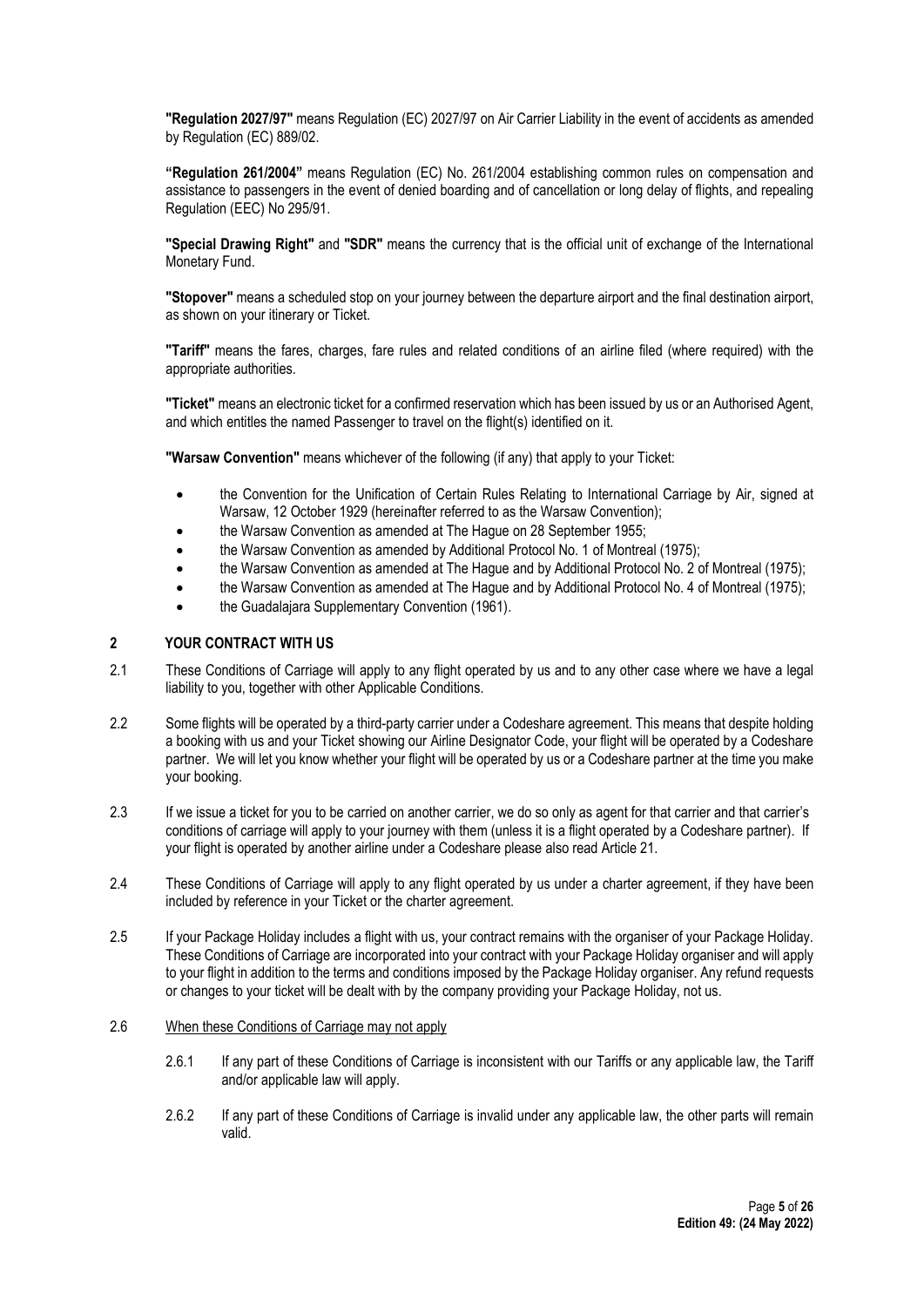**"Regulation 2027/97"** means Regulation (EC) 2027/97 on Air Carrier Liability in the event of accidents as amended by Regulation (EC) 889/02.

**"Regulation 261/2004"** means Regulation (EC) No. 261/2004 establishing common rules on compensation and assistance to passengers in the event of denied boarding and of cancellation or long delay of flights, and repealing Regulation (EEC) No 295/91.

**"Special Drawing Right"** and **"SDR"** means the currency that is the official unit of exchange of the International Monetary Fund.

**"Stopover"** means a scheduled stop on your journey between the departure airport and the final destination airport, as shown on your itinerary or Ticket.

**"Tariff"** means the fares, charges, fare rules and related conditions of an airline filed (where required) with the appropriate authorities.

**"Ticket"** means an electronic ticket for a confirmed reservation which has been issued by us or an Authorised Agent, and which entitles the named Passenger to travel on the flight(s) identified on it.

**"Warsaw Convention"** means whichever of the following (if any) that apply to your Ticket:

- the Convention for the Unification of Certain Rules Relating to International Carriage by Air, signed at Warsaw, 12 October 1929 (hereinafter referred to as the Warsaw Convention);
- the Warsaw Convention as amended at The Hague on 28 September 1955;
- the Warsaw Convention as amended by Additional Protocol No. 1 of Montreal (1975);
- the Warsaw Convention as amended at The Hague and by Additional Protocol No. 2 of Montreal (1975);
- the Warsaw Convention as amended at The Hague and by Additional Protocol No. 4 of Montreal (1975);
- the Guadalajara Supplementary Convention (1961).

## 2 YOUR CONTRACT WITH US

2.1 These Conditions of Carriage will apply to any flight operated by us and to any other case where we have a legal liability to you, together with other Applicable Conditions.

2.2 Some flights will be operated by a third-party carrier under a Codeshare agreement. This means that despite holding a booking with us and your Ticket showing our Airline Designator Code, your flight will be operated by a Codeshare partner. We will let you know whether your flight will be operated by us or a Codeshare partner at the time you make your booking.

2.3 If we issue a ticket for you to be carried on another carrier, we do so only as agent for that carrier and that carrier's conditions of carriage will apply to your journey with them (unless it is a flight operated by a Codeshare partner). If your flight is operated by another airline under a Codeshare please also read Article 21.

2.4 These Conditions of Carriage will apply to any flight operated by us under a charter agreement, if they have been included by reference in your Ticket or the charter agreement.

2.5 If your Package Holiday includes a flight with us, your contract remains with the organiser of your Package Holiday. These Conditions of Carriage are incorporated into your contract with your Package Holiday organiser and will apply to your flight in addition to the terms and conditions imposed by the Package Holiday organiser. Any refund requests or changes to your ticket will be dealt with by the company providing your Package Holiday, not us.

2.6 <u>When these Conditions of Carriage may not apply</u>

2.6.1 If any part of these Conditions of Carriage is inconsistent with our Tariffs or any applicable law, the Tariff and/or applicable law will apply.

2.6.2 If any part of these Conditions of Carriage is invalid under any applicable law, the other parts will remain valid.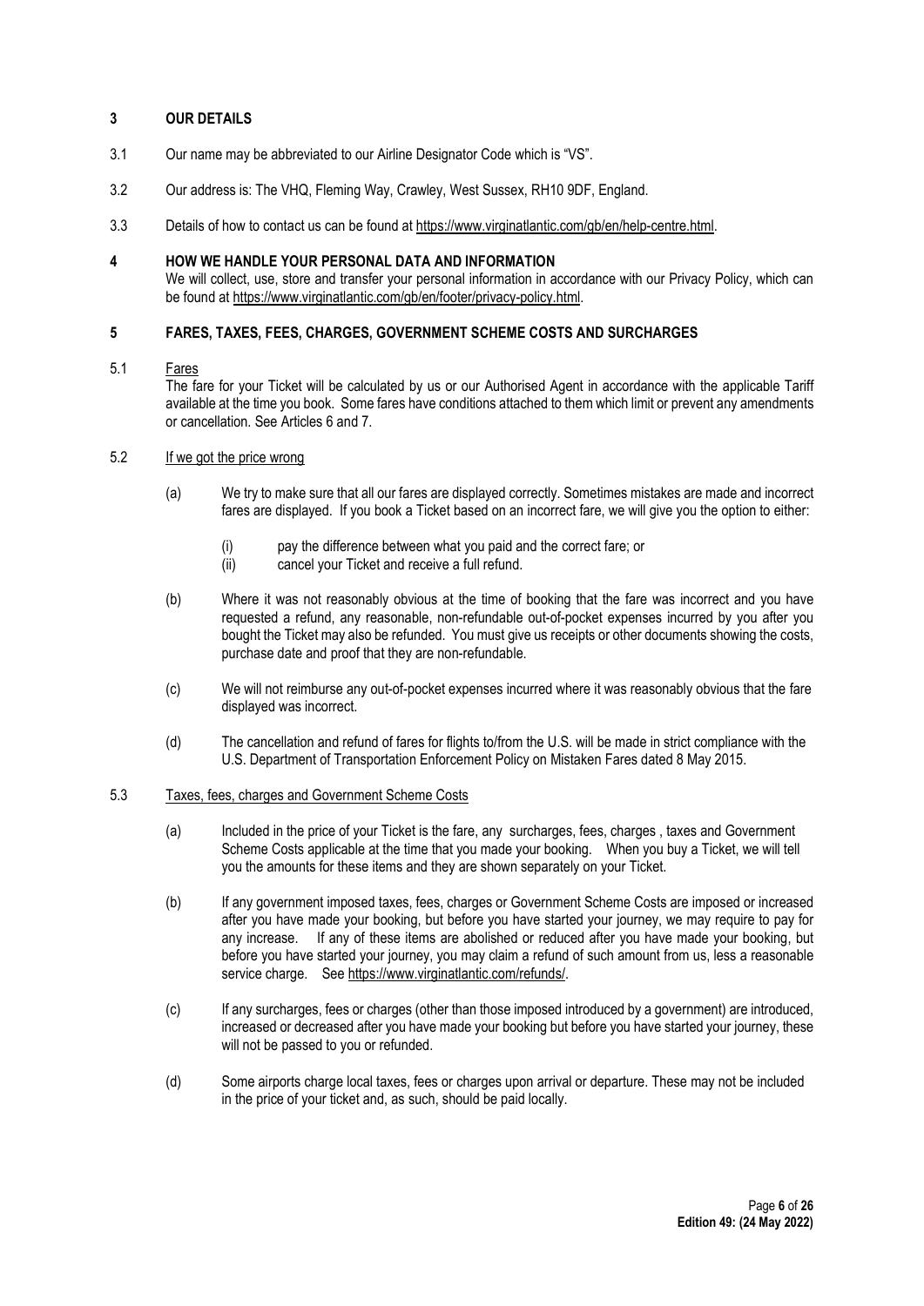## 3 OUR DETAILS

3.1 Our name may be abbreviated to our Airline Designator Code which is "VS".

3.2 Our address is: The VHQ, Fleming Way, Crawley, West Sussex, RH10 9DF, England.

3.3 Details of how to contact us can be found at https://www.virginatlantic.com/gb/en/help-centre.html.

## 4 HOW WE HANDLE YOUR PERSONAL DATA AND INFORMATION

We will collect, use, store and transfer your personal information in accordance with our Privacy Policy, which can be found at https://www.virginatlantic.com/gb/en/footer/privacy-policy.html.

## 5 FARES, TAXES, FEES, CHARGES, GOVERNMENT SCHEME COSTS AND SURCHARGES

5.1 Fares

The fare for your Ticket will be calculated by us or our Authorised Agent in accordance with the applicable Tariff available at the time you book. Some fares have conditions attached to them which limit or prevent any amendments or cancellation. See Articles 6 and 7.

5.2 If we got the price wrong

(a) We try to make sure that all our fares are displayed correctly. Sometimes mistakes are made and incorrect fares are displayed. If you book a Ticket based on an incorrect fare, we will give you the option to either:

(i) pay the difference between what you paid and the correct fare; or
(ii) cancel your Ticket and receive a full refund.

(b) Where it was not reasonably obvious at the time of booking that the fare was incorrect and you have requested a refund, any reasonable, non-refundable out-of-pocket expenses incurred by you after you bought the Ticket may also be refunded. You must give us receipts or other documents showing the costs, purchase date and proof that they are non-refundable.

(c) We will not reimburse any out-of-pocket expenses incurred where it was reasonably obvious that the fare displayed was incorrect.

(d) The cancellation and refund of fares for flights to/from the U.S. will be made in strict compliance with the U.S. Department of Transportation Enforcement Policy on Mistaken Fares dated 8 May 2015.

5.3 Taxes, fees, charges and Government Scheme Costs

(a) Included in the price of your Ticket is the fare, any surcharges, fees, charges , taxes and Government Scheme Costs applicable at the time that you made your booking. When you buy a Ticket, we will tell you the amounts for these items and they are shown separately on your Ticket.

(b) If any government imposed taxes, fees, charges or Government Scheme Costs are imposed or increased after you have made your booking, but before you have started your journey, we may require to pay for any increase. If any of these items are abolished or reduced after you have made your booking, but before you have started your journey, you may claim a refund of such amount from us, less a reasonable service charge. See https://www.virginatlantic.com/refunds/.

(c) If any surcharges, fees or charges (other than those imposed introduced by a government) are introduced, increased or decreased after you have made your booking but before you have started your journey, these will not be passed to you or refunded.

(d) Some airports charge local taxes, fees or charges upon arrival or departure. These may not be included in the price of your ticket and, as such, should be paid locally.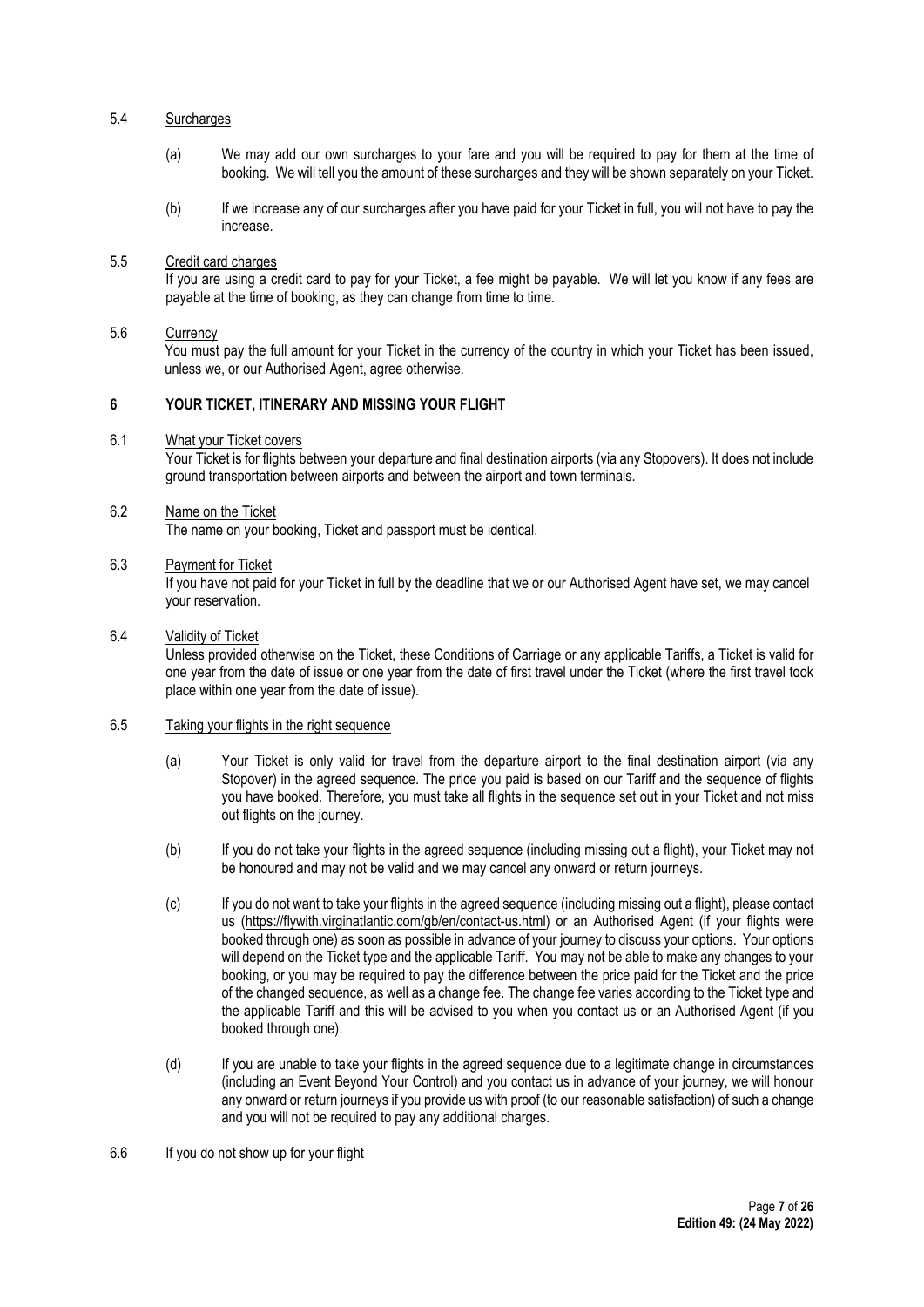### 5.4 Surcharges

(a) We may add our own surcharges to your fare and you will be required to pay for them at the time of booking. We will tell you the amount of these surcharges and they will be shown separately on your Ticket.

(b) If we increase any of our surcharges after you have paid for your Ticket in full, you will not have to pay the increase.

### 5.5 Credit card charges

If you are using a credit card to pay for your Ticket, a fee might be payable. We will let you know if any fees are payable at the time of booking, as they can change from time to time.

### 5.6 Currency

You must pay the full amount for your Ticket in the currency of the country in which your Ticket has been issued, unless we, or our Authorised Agent, agree otherwise.

## 6 YOUR TICKET, ITINERARY AND MISSING YOUR FLIGHT

### 6.1 What your Ticket covers

Your Ticket is for flights between your departure and final destination airports (via any Stopovers). It does not include ground transportation between airports and between the airport and town terminals.

### 6.2 Name on the Ticket

The name on your booking, Ticket and passport must be identical.

### 6.3 Payment for Ticket

If you have not paid for your Ticket in full by the deadline that we or our Authorised Agent have set, we may cancel your reservation.

### 6.4 Validity of Ticket

Unless provided otherwise on the Ticket, these Conditions of Carriage or any applicable Tariffs, a Ticket is valid for one year from the date of issue or one year from the date of first travel under the Ticket (where the first travel took place within one year from the date of issue).

### 6.5 Taking your flights in the right sequence

(a) Your Ticket is only valid for travel from the departure airport to the final destination airport (via any Stopover) in the agreed sequence. The price you paid is based on our Tariff and the sequence of flights you have booked. Therefore, you must take all flights in the sequence set out in your Ticket and not miss out flights on the journey.

(b) If you do not take your flights in the agreed sequence (including missing out a flight), your Ticket may not be honoured and may not be valid and we may cancel any onward or return journeys.

(c) If you do not want to take your flights in the agreed sequence (including missing out a flight), please contact us (https://flywith.virginatlantic.com/gb/en/contact-us.html) or an Authorised Agent (if your flights were booked through one) as soon as possible in advance of your journey to discuss your options. Your options will depend on the Ticket type and the applicable Tariff. You may not be able to make any changes to your booking, or you may be required to pay the difference between the price paid for the Ticket and the price of the changed sequence, as well as a change fee. The change fee varies according to the Ticket type and the applicable Tariff and this will be advised to you when you contact us or an Authorised Agent (if you booked through one).

(d) If you are unable to take your flights in the agreed sequence due to a legitimate change in circumstances (including an Event Beyond Your Control) and you contact us in advance of your journey, we will honour any onward or return journeys if you provide us with proof (to our reasonable satisfaction) of such a change and you will not be required to pay any additional charges.

### 6.6 If you do not show up for your flight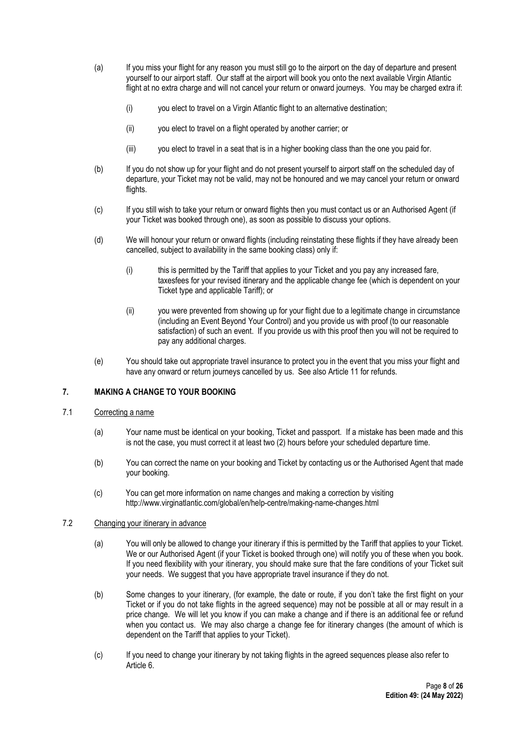(a) If you miss your flight for any reason you must still go to the airport on the day of departure and present yourself to our airport staff. Our staff at the airport will book you onto the next available Virgin Atlantic flight at no extra charge and will not cancel your return or onward journeys. You may be charged extra if:

  (i) you elect to travel on a Virgin Atlantic flight to an alternative destination;

  (ii) you elect to travel on a flight operated by another carrier; or

  (iii) you elect to travel in a seat that is in a higher booking class than the one you paid for.

(b) If you do not show up for your flight and do not present yourself to airport staff on the scheduled day of departure, your Ticket may not be valid, may not be honoured and we may cancel your return or onward flights.

(c) If you still wish to take your return or onward flights then you must contact us or an Authorised Agent (if your Ticket was booked through one), as soon as possible to discuss your options.

(d) We will honour your return or onward flights (including reinstating these flights if they have already been cancelled, subject to availability in the same booking class) only if:

  (i) this is permitted by the Tariff that applies to your Ticket and you pay any increased fare, taxesfees for your revised itinerary and the applicable change fee (which is dependent on your Ticket type and applicable Tariff); or

  (ii) you were prevented from showing up for your flight due to a legitimate change in circumstance (including an Event Beyond Your Control) and you provide us with proof (to our reasonable satisfaction) of such an event. If you provide us with this proof then you will not be required to pay any additional charges.

(e) You should take out appropriate travel insurance to protect you in the event that you miss your flight and have any onward or return journeys cancelled by us. See also Article 11 for refunds.

## 7. MAKING A CHANGE TO YOUR BOOKING

### 7.1 Correcting a name

(a) Your name must be identical on your booking, Ticket and passport. If a mistake has been made and this is not the case, you must correct it at least two (2) hours before your scheduled departure time.

(b) You can correct the name on your booking and Ticket by contacting us or the Authorised Agent that made your booking.

(c) You can get more information on name changes and making a correction by visiting http://www.virginatlantic.com/global/en/help-centre/making-name-changes.html

### 7.2 Changing your itinerary in advance

(a) You will only be allowed to change your itinerary if this is permitted by the Tariff that applies to your Ticket. We or our Authorised Agent (if your Ticket is booked through one) will notify you of these when you book. If you need flexibility with your itinerary, you should make sure that the fare conditions of your Ticket suit your needs. We suggest that you have appropriate travel insurance if they do not.

(b) Some changes to your itinerary, (for example, the date or route, if you don't take the first flight on your Ticket or if you do not take flights in the agreed sequence) may not be possible at all or may result in a price change. We will let you know if you can make a change and if there is an additional fee or refund when you contact us. We may also charge a change fee for itinerary changes (the amount of which is dependent on the Tariff that applies to your Ticket).

(c) If you need to change your itinerary by not taking flights in the agreed sequences please also refer to Article 6.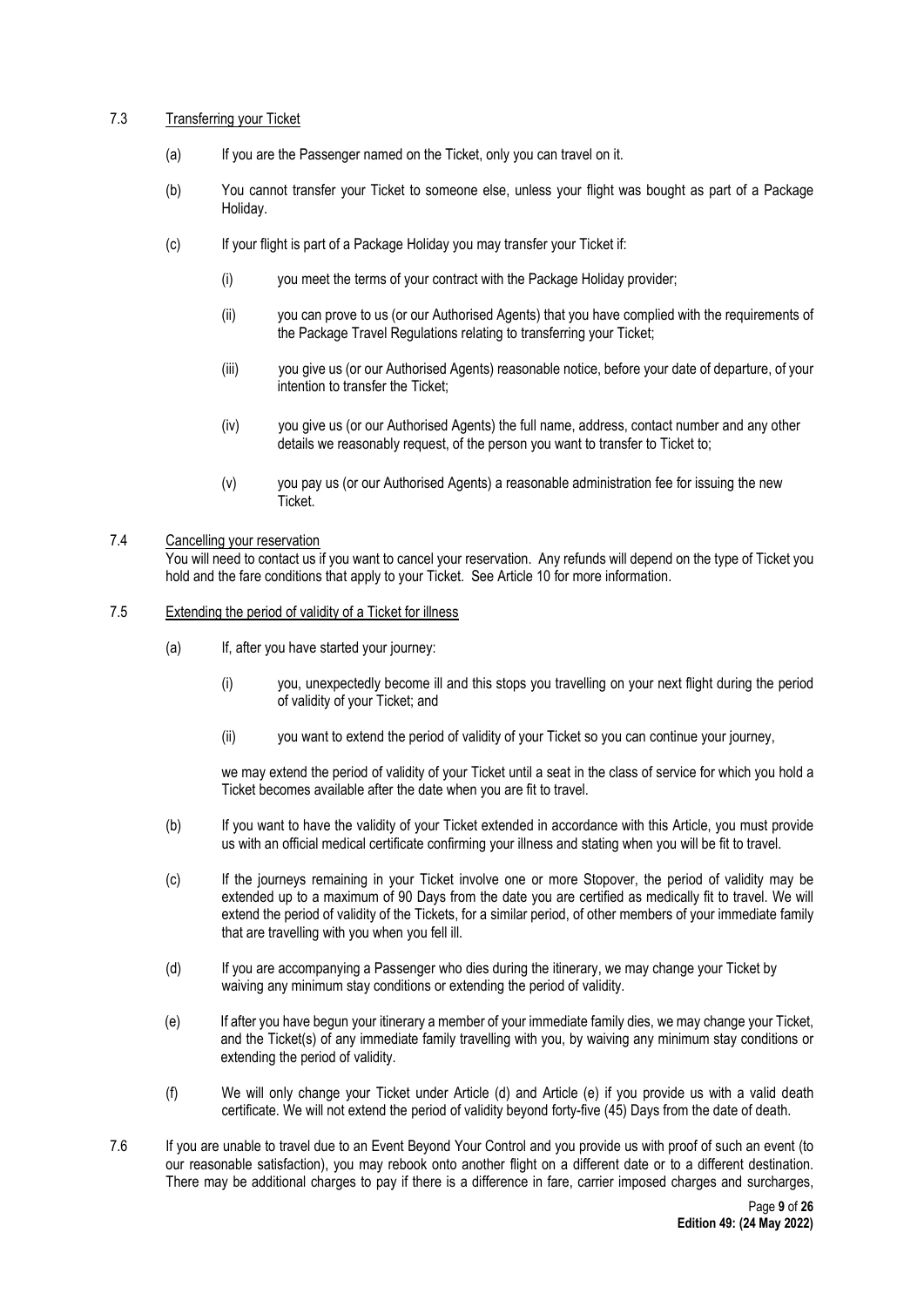7.3 Transferring your Ticket

(a) If you are the Passenger named on the Ticket, only you can travel on it.

(b) You cannot transfer your Ticket to someone else, unless your flight was bought as part of a Package Holiday.

(c) If your flight is part of a Package Holiday you may transfer your Ticket if:

(i) you meet the terms of your contract with the Package Holiday provider;

(ii) you can prove to us (or our Authorised Agents) that you have complied with the requirements of the Package Travel Regulations relating to transferring your Ticket;

(iii) you give us (or our Authorised Agents) reasonable notice, before your date of departure, of your intention to transfer the Ticket;

(iv) you give us (or our Authorised Agents) the full name, address, contact number and any other details we reasonably request, of the person you want to transfer to Ticket to;

(v) you pay us (or our Authorised Agents) a reasonable administration fee for issuing the new Ticket.

7.4 Cancelling your reservation

You will need to contact us if you want to cancel your reservation. Any refunds will depend on the type of Ticket you hold and the fare conditions that apply to your Ticket. See Article 10 for more information.

7.5 Extending the period of validity of a Ticket for illness

(a) If, after you have started your journey:

(i) you, unexpectedly become ill and this stops you travelling on your next flight during the period of validity of your Ticket; and

(ii) you want to extend the period of validity of your Ticket so you can continue your journey,

we may extend the period of validity of your Ticket until a seat in the class of service for which you hold a Ticket becomes available after the date when you are fit to travel.

(b) If you want to have the validity of your Ticket extended in accordance with this Article, you must provide us with an official medical certificate confirming your illness and stating when you will be fit to travel.

(c) If the journeys remaining in your Ticket involve one or more Stopover, the period of validity may be extended up to a maximum of 90 Days from the date you are certified as medically fit to travel. We will extend the period of validity of the Tickets, for a similar period, of other members of your immediate family that are travelling with you when you fell ill.

(d) If you are accompanying a Passenger who dies during the itinerary, we may change your Ticket by waiving any minimum stay conditions or extending the period of validity.

(e) If after you have begun your itinerary a member of your immediate family dies, we may change your Ticket, and the Ticket(s) of any immediate family travelling with you, by waiving any minimum stay conditions or extending the period of validity.

(f) We will only change your Ticket under Article (d) and Article (e) if you provide us with a valid death certificate. We will not extend the period of validity beyond forty-five (45) Days from the date of death.

7.6 If you are unable to travel due to an Event Beyond Your Control and you provide us with proof of such an event (to our reasonable satisfaction), you may rebook onto another flight on a different date or to a different destination. There may be additional charges to pay if there is a difference in fare, carrier imposed charges and surcharges,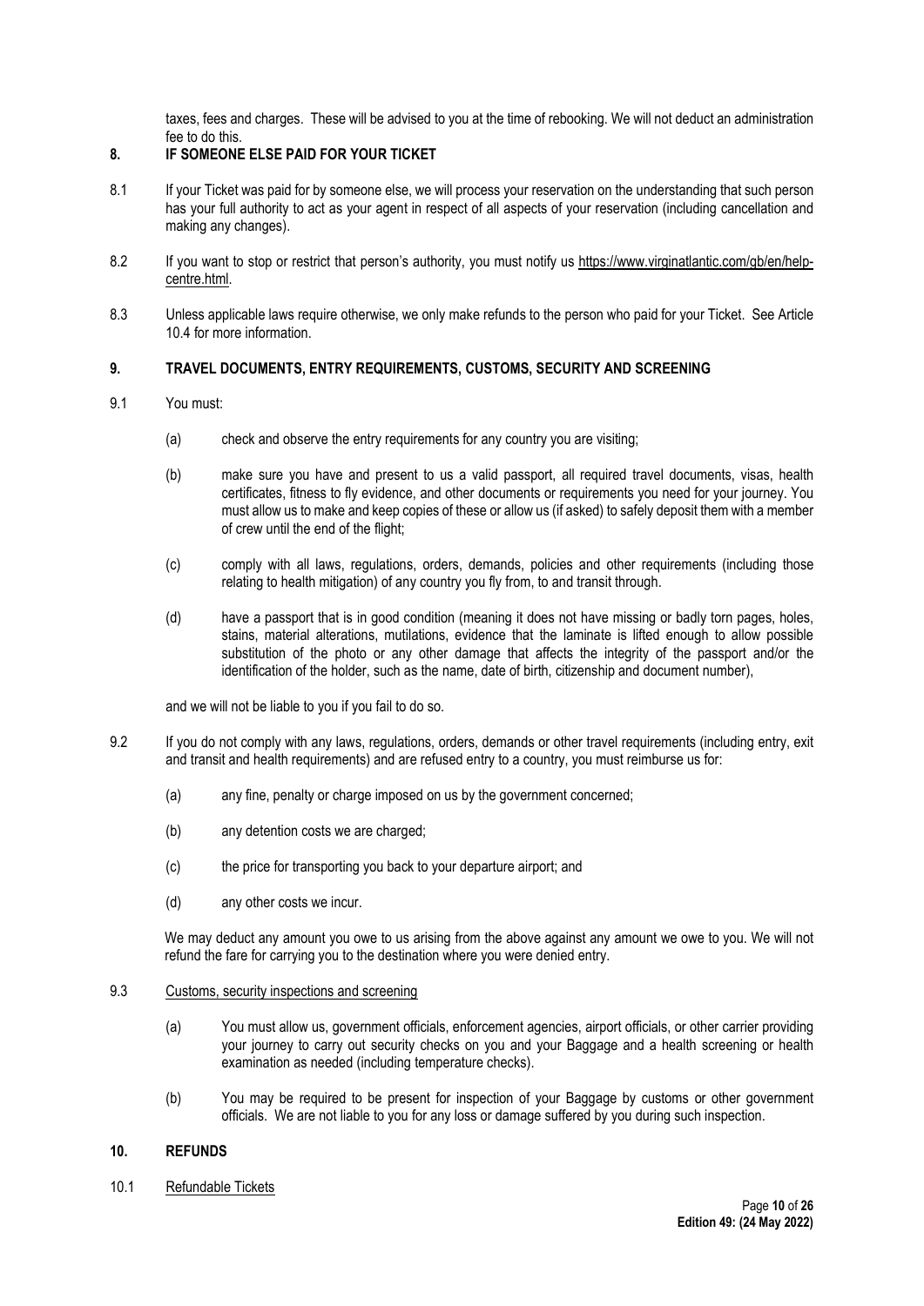taxes, fees and charges. These will be advised to you at the time of rebooking. We will not deduct an administration fee to do this.

## 8. IF SOMEONE ELSE PAID FOR YOUR TICKET

8.1 If your Ticket was paid for by someone else, we will process your reservation on the understanding that such person has your full authority to act as your agent in respect of all aspects of your reservation (including cancellation and making any changes).

8.2 If you want to stop or restrict that person's authority, you must notify us https://www.virginatlantic.com/gb/en/help-centre.html.

8.3 Unless applicable laws require otherwise, we only make refunds to the person who paid for your Ticket. See Article 10.4 for more information.

## 9. TRAVEL DOCUMENTS, ENTRY REQUIREMENTS, CUSTOMS, SECURITY AND SCREENING

9.1 You must:

(a) check and observe the entry requirements for any country you are visiting;

(b) make sure you have and present to us a valid passport, all required travel documents, visas, health certificates, fitness to fly evidence, and other documents or requirements you need for your journey. You must allow us to make and keep copies of these or allow us (if asked) to safely deposit them with a member of crew until the end of the flight;

(c) comply with all laws, regulations, orders, demands, policies and other requirements (including those relating to health mitigation) of any country you fly from, to and transit through.

(d) have a passport that is in good condition (meaning it does not have missing or badly torn pages, holes, stains, material alterations, mutilations, evidence that the laminate is lifted enough to allow possible substitution of the photo or any other damage that affects the integrity of the passport and/or the identification of the holder, such as the name, date of birth, citizenship and document number),

and we will not be liable to you if you fail to do so.

9.2 If you do not comply with any laws, regulations, orders, demands or other travel requirements (including entry, exit and transit and health requirements) and are refused entry to a country, you must reimburse us for:

(a) any fine, penalty or charge imposed on us by the government concerned;

(b) any detention costs we are charged;

(c) the price for transporting you back to your departure airport; and

(d) any other costs we incur.

We may deduct any amount you owe to us arising from the above against any amount we owe to you. We will not refund the fare for carrying you to the destination where you were denied entry.

9.3 Customs, security inspections and screening

(a) You must allow us, government officials, enforcement agencies, airport officials, or other carrier providing your journey to carry out security checks on you and your Baggage and a health screening or health examination as needed (including temperature checks).

(b) You may be required to be present for inspection of your Baggage by customs or other government officials. We are not liable to you for any loss or damage suffered by you during such inspection.

## 10. REFUNDS

10.1 Refundable Tickets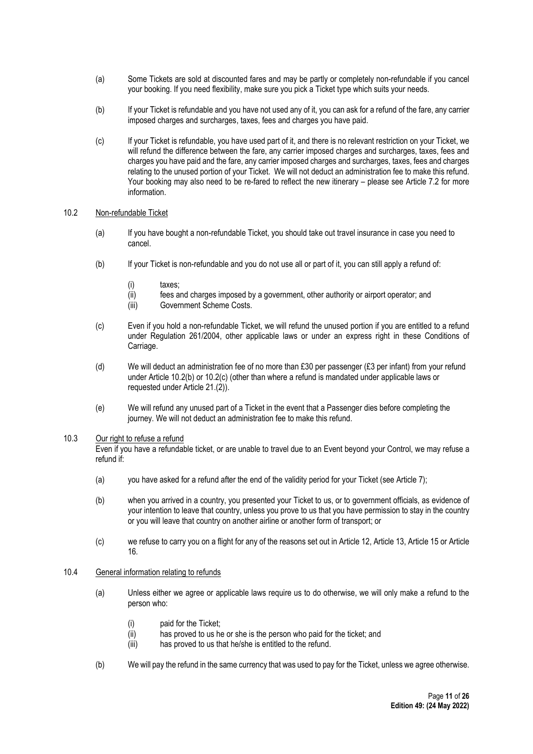(a) Some Tickets are sold at discounted fares and may be partly or completely non-refundable if you cancel your booking. If you need flexibility, make sure you pick a Ticket type which suits your needs.

(b) If your Ticket is refundable and you have not used any of it, you can ask for a refund of the fare, any carrier imposed charges and surcharges, taxes, fees and charges you have paid.

(c) If your Ticket is refundable, you have used part of it, and there is no relevant restriction on your Ticket, we will refund the difference between the fare, any carrier imposed charges and surcharges, taxes, fees and charges you have paid and the fare, any carrier imposed charges and surcharges, taxes, fees and charges relating to the unused portion of your Ticket. We will not deduct an administration fee to make this refund. Your booking may also need to be re-fared to reflect the new itinerary – please see Article 7.2 for more information.

10.2 Non-refundable Ticket

(a) If you have bought a non-refundable Ticket, you should take out travel insurance in case you need to cancel.

(b) If your Ticket is non-refundable and you do not use all or part of it, you can still apply a refund of:

(i) taxes;
(ii) fees and charges imposed by a government, other authority or airport operator; and
(iii) Government Scheme Costs.

(c) Even if you hold a non-refundable Ticket, we will refund the unused portion if you are entitled to a refund under Regulation 261/2004, other applicable laws or under an express right in these Conditions of Carriage.

(d) We will deduct an administration fee of no more than £30 per passenger (£3 per infant) from your refund under Article 10.2(b) or 10.2(c) (other than where a refund is mandated under applicable laws or requested under Article 21.(2)).

(e) We will refund any unused part of a Ticket in the event that a Passenger dies before completing the journey. We will not deduct an administration fee to make this refund.

10.3 Our right to refuse a refund

Even if you have a refundable ticket, or are unable to travel due to an Event beyond your Control, we may refuse a refund if:

(a) you have asked for a refund after the end of the validity period for your Ticket (see Article 7);

(b) when you arrived in a country, you presented your Ticket to us, or to government officials, as evidence of your intention to leave that country, unless you prove to us that you have permission to stay in the country or you will leave that country on another airline or another form of transport; or

(c) we refuse to carry you on a flight for any of the reasons set out in Article 12, Article 13, Article 15 or Article 16.

10.4 General information relating to refunds

(a) Unless either we agree or applicable laws require us to do otherwise, we will only make a refund to the person who:

(i) paid for the Ticket;
(ii) has proved to us he or she is the person who paid for the ticket; and
(iii) has proved to us that he/she is entitled to the refund.

(b) We will pay the refund in the same currency that was used to pay for the Ticket, unless we agree otherwise.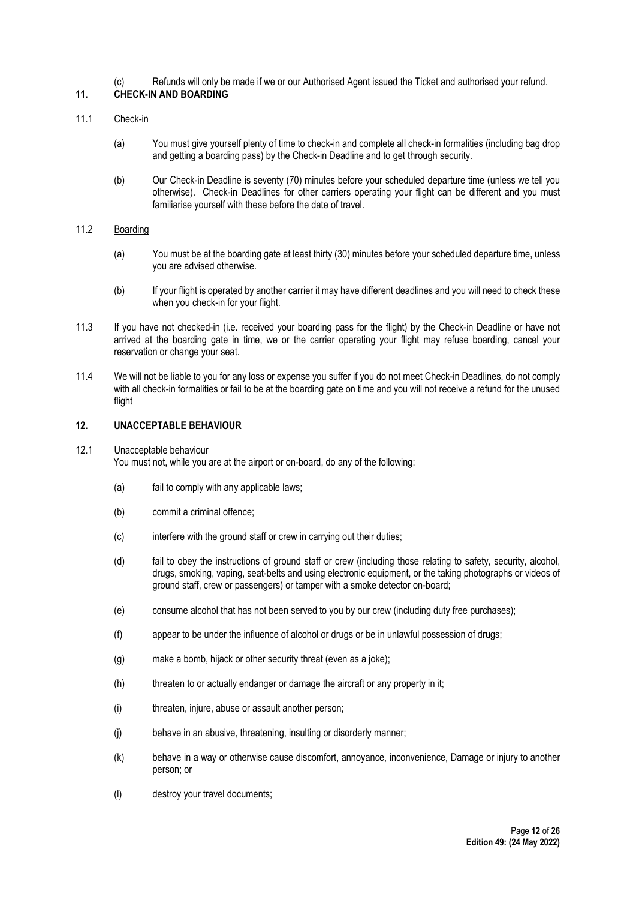(c) Refunds will only be made if we or our Authorised Agent issued the Ticket and authorised your refund.

## 11. CHECK-IN AND BOARDING

11.1 Check-in

(a) You must give yourself plenty of time to check-in and complete all check-in formalities (including bag drop and getting a boarding pass) by the Check-in Deadline and to get through security.

(b) Our Check-in Deadline is seventy (70) minutes before your scheduled departure time (unless we tell you otherwise). Check-in Deadlines for other carriers operating your flight can be different and you must familiarise yourself with these before the date of travel.

11.2 Boarding

(a) You must be at the boarding gate at least thirty (30) minutes before your scheduled departure time, unless you are advised otherwise.

(b) If your flight is operated by another carrier it may have different deadlines and you will need to check these when you check-in for your flight.

11.3 If you have not checked-in (i.e. received your boarding pass for the flight) by the Check-in Deadline or have not arrived at the boarding gate in time, we or the carrier operating your flight may refuse boarding, cancel your reservation or change your seat.

11.4 We will not be liable to you for any loss or expense you suffer if you do not meet Check-in Deadlines, do not comply with all check-in formalities or fail to be at the boarding gate on time and you will not receive a refund for the unused flight

## 12. UNACCEPTABLE BEHAVIOUR

12.1 Unacceptable behaviour

You must not, while you are at the airport or on-board, do any of the following:

(a) fail to comply with any applicable laws;

(b) commit a criminal offence;

(c) interfere with the ground staff or crew in carrying out their duties;

(d) fail to obey the instructions of ground staff or crew (including those relating to safety, security, alcohol, drugs, smoking, vaping, seat-belts and using electronic equipment, or the taking photographs or videos of ground staff, crew or passengers) or tamper with a smoke detector on-board;

(e) consume alcohol that has not been served to you by our crew (including duty free purchases);

(f) appear to be under the influence of alcohol or drugs or be in unlawful possession of drugs;

(g) make a bomb, hijack or other security threat (even as a joke);

(h) threaten to or actually endanger or damage the aircraft or any property in it;

(i) threaten, injure, abuse or assault another person;

(j) behave in an abusive, threatening, insulting or disorderly manner;

(k) behave in a way or otherwise cause discomfort, annoyance, inconvenience, Damage or injury to another person; or

(l) destroy your travel documents;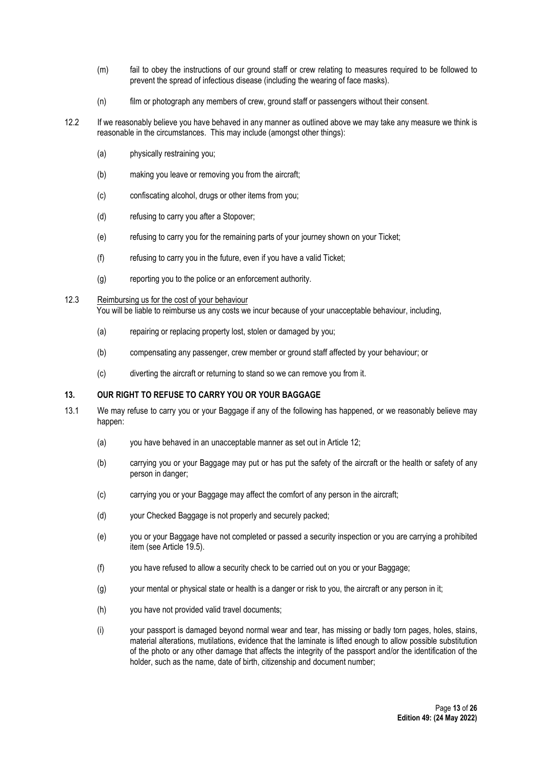(m) fail to obey the instructions of our ground staff or crew relating to measures required to be followed to prevent the spread of infectious disease (including the wearing of face masks).

(n) film or photograph any members of crew, ground staff or passengers without their consent.

12.2 If we reasonably believe you have behaved in any manner as outlined above we may take any measure we think is reasonable in the circumstances. This may include (amongst other things):

(a) physically restraining you;

(b) making you leave or removing you from the aircraft;

(c) confiscating alcohol, drugs or other items from you;

(d) refusing to carry you after a Stopover;

(e) refusing to carry you for the remaining parts of your journey shown on your Ticket;

(f) refusing to carry you in the future, even if you have a valid Ticket;

(g) reporting you to the police or an enforcement authority.

12.3 Reimbursing us for the cost of your behaviour
You will be liable to reimburse us any costs we incur because of your unacceptable behaviour, including,

(a) repairing or replacing property lost, stolen or damaged by you;

(b) compensating any passenger, crew member or ground staff affected by your behaviour; or

(c) diverting the aircraft or returning to stand so we can remove you from it.

## 13. OUR RIGHT TO REFUSE TO CARRY YOU OR YOUR BAGGAGE

13.1 We may refuse to carry you or your Baggage if any of the following has happened, or we reasonably believe may happen:

(a) you have behaved in an unacceptable manner as set out in Article 12;

(b) carrying you or your Baggage may put or has put the safety of the aircraft or the health or safety of any person in danger;

(c) carrying you or your Baggage may affect the comfort of any person in the aircraft;

(d) your Checked Baggage is not properly and securely packed;

(e) you or your Baggage have not completed or passed a security inspection or you are carrying a prohibited item (see Article 19.5).

(f) you have refused to allow a security check to be carried out on you or your Baggage;

(g) your mental or physical state or health is a danger or risk to you, the aircraft or any person in it;

(h) you have not provided valid travel documents;

(i) your passport is damaged beyond normal wear and tear, has missing or badly torn pages, holes, stains, material alterations, mutilations, evidence that the laminate is lifted enough to allow possible substitution of the photo or any other damage that affects the integrity of the passport and/or the identification of the holder, such as the name, date of birth, citizenship and document number;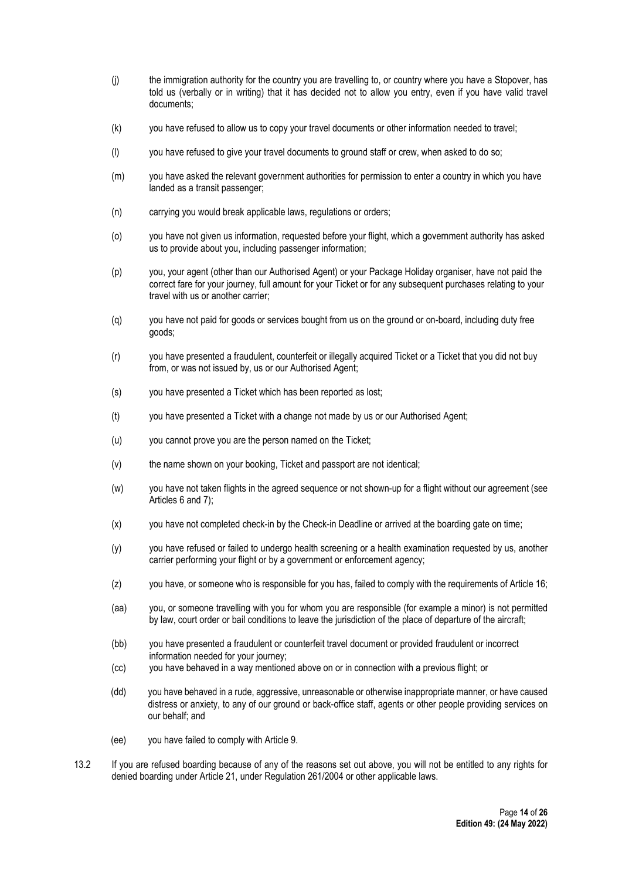(j) the immigration authority for the country you are travelling to, or country where you have a Stopover, has told us (verbally or in writing) that it has decided not to allow you entry, even if you have valid travel documents;

(k) you have refused to allow us to copy your travel documents or other information needed to travel;

(l) you have refused to give your travel documents to ground staff or crew, when asked to do so;

(m) you have asked the relevant government authorities for permission to enter a country in which you have landed as a transit passenger;

(n) carrying you would break applicable laws, regulations or orders;

(o) you have not given us information, requested before your flight, which a government authority has asked us to provide about you, including passenger information;

(p) you, your agent (other than our Authorised Agent) or your Package Holiday organiser, have not paid the correct fare for your journey, full amount for your Ticket or for any subsequent purchases relating to your travel with us or another carrier;

(q) you have not paid for goods or services bought from us on the ground or on-board, including duty free goods;

(r) you have presented a fraudulent, counterfeit or illegally acquired Ticket or a Ticket that you did not buy from, or was not issued by, us or our Authorised Agent;

(s) you have presented a Ticket which has been reported as lost;

(t) you have presented a Ticket with a change not made by us or our Authorised Agent;

(u) you cannot prove you are the person named on the Ticket;

(v) the name shown on your booking, Ticket and passport are not identical;

(w) you have not taken flights in the agreed sequence or not shown-up for a flight without our agreement (see Articles 6 and 7);

(x) you have not completed check-in by the Check-in Deadline or arrived at the boarding gate on time;

(y) you have refused or failed to undergo health screening or a health examination requested by us, another carrier performing your flight or by a government or enforcement agency;

(z) you have, or someone who is responsible for you has, failed to comply with the requirements of Article 16;

(aa) you, or someone travelling with you for whom you are responsible (for example a minor) is not permitted by law, court order or bail conditions to leave the jurisdiction of the place of departure of the aircraft;

(bb) you have presented a fraudulent or counterfeit travel document or provided fraudulent or incorrect information needed for your journey;

(cc) you have behaved in a way mentioned above on or in connection with a previous flight; or

(dd) you have behaved in a rude, aggressive, unreasonable or otherwise inappropriate manner, or have caused distress or anxiety, to any of our ground or back-office staff, agents or other people providing services on our behalf; and

(ee) you have failed to comply with Article 9.

13.2 If you are refused boarding because of any of the reasons set out above, you will not be entitled to any rights for denied boarding under Article 21, under Regulation 261/2004 or other applicable laws.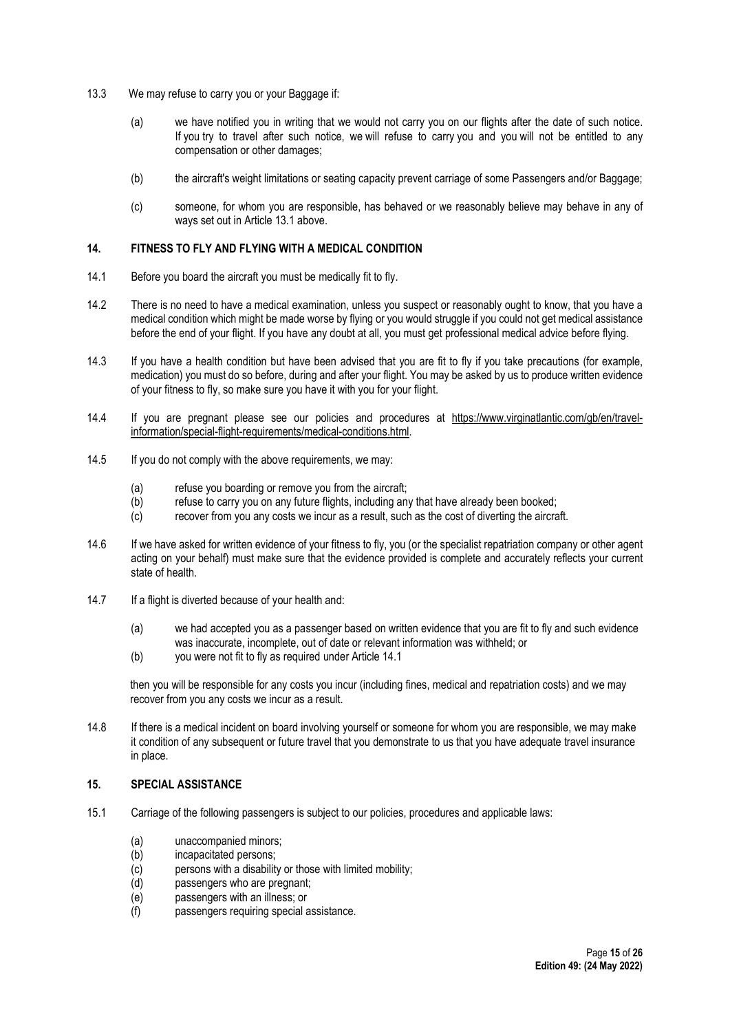13.3 We may refuse to carry you or your Baggage if:

(a) we have notified you in writing that we would not carry you on our flights after the date of such notice. If you try to travel after such notice, we will refuse to carry you and you will not be entitled to any compensation or other damages;

(b) the aircraft's weight limitations or seating capacity prevent carriage of some Passengers and/or Baggage;

(c) someone, for whom you are responsible, has behaved or we reasonably believe may behave in any of ways set out in Article 13.1 above.

## 14. FITNESS TO FLY AND FLYING WITH A MEDICAL CONDITION

14.1 Before you board the aircraft you must be medically fit to fly.

14.2 There is no need to have a medical examination, unless you suspect or reasonably ought to know, that you have a medical condition which might be made worse by flying or you would struggle if you could not get medical assistance before the end of your flight. If you have any doubt at all, you must get professional medical advice before flying.

14.3 If you have a health condition but have been advised that you are fit to fly if you take precautions (for example, medication) you must do so before, during and after your flight. You may be asked by us to produce written evidence of your fitness to fly, so make sure you have it with you for your flight.

14.4 If you are pregnant please see our policies and procedures at https://www.virginatlantic.com/gb/en/travel-information/special-flight-requirements/medical-conditions.html.

14.5 If you do not comply with the above requirements, we may:

(a) refuse you boarding or remove you from the aircraft;
(b) refuse to carry you on any future flights, including any that have already been booked;
(c) recover from you any costs we incur as a result, such as the cost of diverting the aircraft.

14.6 If we have asked for written evidence of your fitness to fly, you (or the specialist repatriation company or other agent acting on your behalf) must make sure that the evidence provided is complete and accurately reflects your current state of health.

14.7 If a flight is diverted because of your health and:

(a) we had accepted you as a passenger based on written evidence that you are fit to fly and such evidence was inaccurate, incomplete, out of date or relevant information was withheld; or
(b) you were not fit to fly as required under Article 14.1

then you will be responsible for any costs you incur (including fines, medical and repatriation costs) and we may recover from you any costs we incur as a result.

14.8 If there is a medical incident on board involving yourself or someone for whom you are responsible, we may make it condition of any subsequent or future travel that you demonstrate to us that you have adequate travel insurance in place.

## 15. SPECIAL ASSISTANCE

15.1 Carriage of the following passengers is subject to our policies, procedures and applicable laws:

(a) unaccompanied minors;
(b) incapacitated persons;
(c) persons with a disability or those with limited mobility;
(d) passengers who are pregnant;
(e) passengers with an illness; or
(f) passengers requiring special assistance.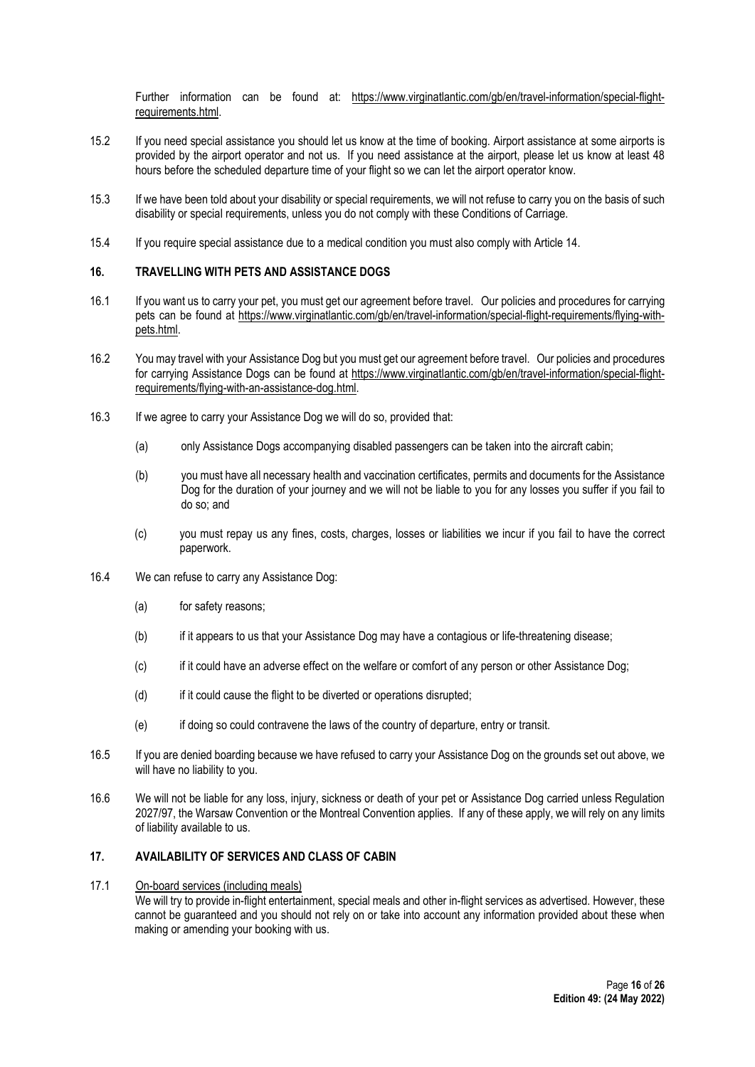Further information can be found at: https://www.virginatlantic.com/gb/en/travel-information/special-flight-requirements.html.

15.2 If you need special assistance you should let us know at the time of booking. Airport assistance at some airports is provided by the airport operator and not us. If you need assistance at the airport, please let us know at least 48 hours before the scheduled departure time of your flight so we can let the airport operator know.

15.3 If we have been told about your disability or special requirements, we will not refuse to carry you on the basis of such disability or special requirements, unless you do not comply with these Conditions of Carriage.

15.4 If you require special assistance due to a medical condition you must also comply with Article 14.

## 16. TRAVELLING WITH PETS AND ASSISTANCE DOGS

16.1 If you want us to carry your pet, you must get our agreement before travel. Our policies and procedures for carrying pets can be found at https://www.virginatlantic.com/gb/en/travel-information/special-flight-requirements/flying-with-pets.html.

16.2 You may travel with your Assistance Dog but you must get our agreement before travel. Our policies and procedures for carrying Assistance Dogs can be found at https://www.virginatlantic.com/gb/en/travel-information/special-flight-requirements/flying-with-an-assistance-dog.html.

16.3 If we agree to carry your Assistance Dog we will do so, provided that:

(a) only Assistance Dogs accompanying disabled passengers can be taken into the aircraft cabin;

(b) you must have all necessary health and vaccination certificates, permits and documents for the Assistance Dog for the duration of your journey and we will not be liable to you for any losses you suffer if you fail to do so; and

(c) you must repay us any fines, costs, charges, losses or liabilities we incur if you fail to have the correct paperwork.

16.4 We can refuse to carry any Assistance Dog:

(a) for safety reasons;

(b) if it appears to us that your Assistance Dog may have a contagious or life-threatening disease;

(c) if it could have an adverse effect on the welfare or comfort of any person or other Assistance Dog;

(d) if it could cause the flight to be diverted or operations disrupted;

(e) if doing so could contravene the laws of the country of departure, entry or transit.

16.5 If you are denied boarding because we have refused to carry your Assistance Dog on the grounds set out above, we will have no liability to you.

16.6 We will not be liable for any loss, injury, sickness or death of your pet or Assistance Dog carried unless Regulation 2027/97, the Warsaw Convention or the Montreal Convention applies. If any of these apply, we will rely on any limits of liability available to us.

## 17. AVAILABILITY OF SERVICES AND CLASS OF CABIN

17.1 On-board services (including meals)
We will try to provide in-flight entertainment, special meals and other in-flight services as advertised. However, these cannot be guaranteed and you should not rely on or take into account any information provided about these when making or amending your booking with us.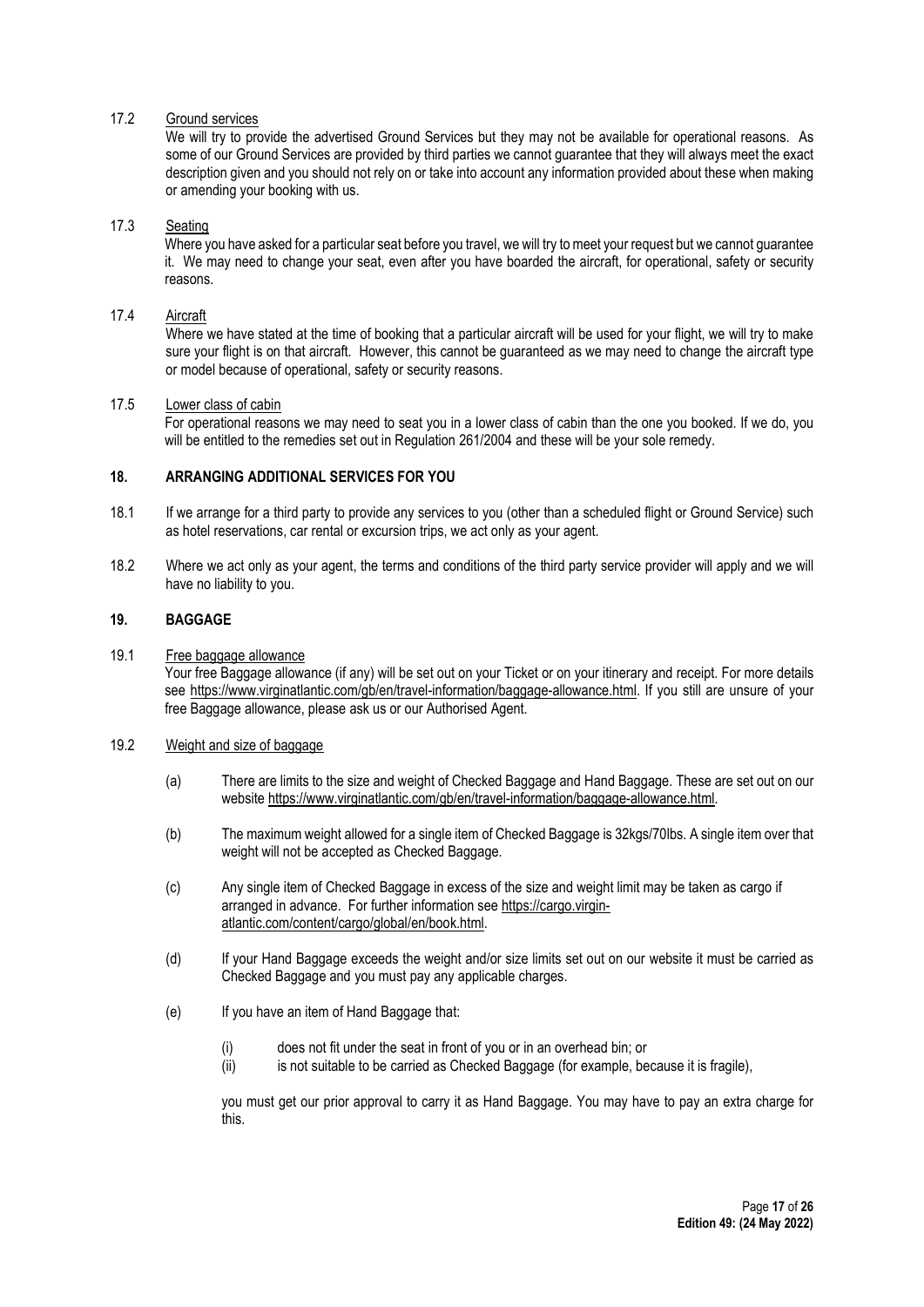17.2 Ground services

We will try to provide the advertised Ground Services but they may not be available for operational reasons. As some of our Ground Services are provided by third parties we cannot guarantee that they will always meet the exact description given and you should not rely on or take into account any information provided about these when making or amending your booking with us.

17.3 Seating

Where you have asked for a particular seat before you travel, we will try to meet your request but we cannot guarantee it. We may need to change your seat, even after you have boarded the aircraft, for operational, safety or security reasons.

17.4 Aircraft

Where we have stated at the time of booking that a particular aircraft will be used for your flight, we will try to make sure your flight is on that aircraft. However, this cannot be guaranteed as we may need to change the aircraft type or model because of operational, safety or security reasons.

17.5 Lower class of cabin

For operational reasons we may need to seat you in a lower class of cabin than the one you booked. If we do, you will be entitled to the remedies set out in Regulation 261/2004 and these will be your sole remedy.

## 18. ARRANGING ADDITIONAL SERVICES FOR YOU

18.1 If we arrange for a third party to provide any services to you (other than a scheduled flight or Ground Service) such as hotel reservations, car rental or excursion trips, we act only as your agent.

18.2 Where we act only as your agent, the terms and conditions of the third party service provider will apply and we will have no liability to you.

## 19. BAGGAGE

19.1 Free baggage allowance

Your free Baggage allowance (if any) will be set out on your Ticket or on your itinerary and receipt. For more details see https://www.virginatlantic.com/gb/en/travel-information/baggage-allowance.html. If you still are unsure of your free Baggage allowance, please ask us or our Authorised Agent.

19.2 Weight and size of baggage

(a) There are limits to the size and weight of Checked Baggage and Hand Baggage. These are set out on our website https://www.virginatlantic.com/gb/en/travel-information/baggage-allowance.html.

(b) The maximum weight allowed for a single item of Checked Baggage is 32kgs/70lbs. A single item over that weight will not be accepted as Checked Baggage.

(c) Any single item of Checked Baggage in excess of the size and weight limit may be taken as cargo if arranged in advance. For further information see https://cargo.virgin-atlantic.com/content/cargo/global/en/book.html.

(d) If your Hand Baggage exceeds the weight and/or size limits set out on our website it must be carried as Checked Baggage and you must pay any applicable charges.

(e) If you have an item of Hand Baggage that:

(i) does not fit under the seat in front of you or in an overhead bin; or

(ii) is not suitable to be carried as Checked Baggage (for example, because it is fragile),

you must get our prior approval to carry it as Hand Baggage. You may have to pay an extra charge for this.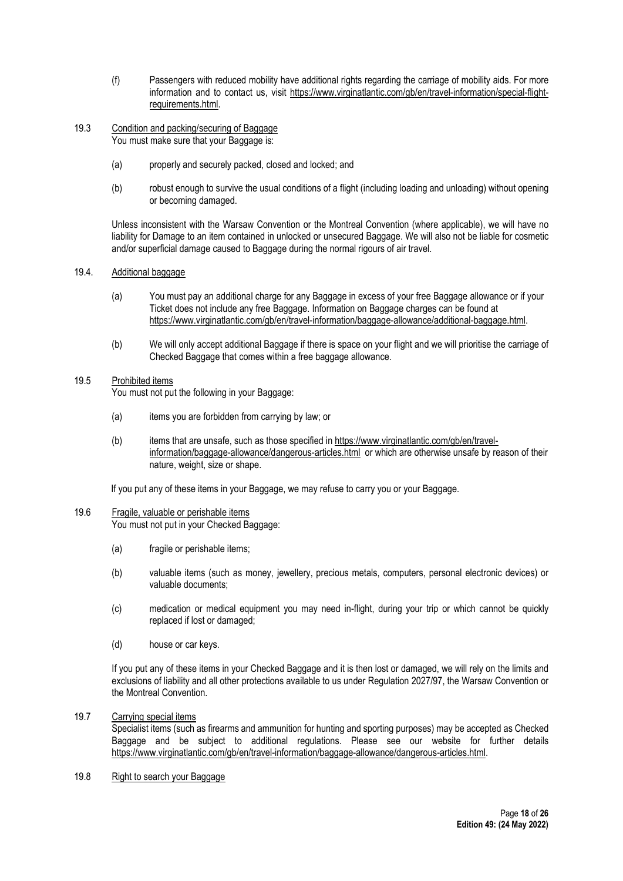(f) Passengers with reduced mobility have additional rights regarding the carriage of mobility aids. For more information and to contact us, visit https://www.virginatlantic.com/gb/en/travel-information/special-flight-requirements.html.

19.3 Condition and packing/securing of Baggage

You must make sure that your Baggage is:

(a) properly and securely packed, closed and locked; and

(b) robust enough to survive the usual conditions of a flight (including loading and unloading) without opening or becoming damaged.

Unless inconsistent with the Warsaw Convention or the Montreal Convention (where applicable), we will have no liability for Damage to an item contained in unlocked or unsecured Baggage. We will also not be liable for cosmetic and/or superficial damage caused to Baggage during the normal rigours of air travel.

19.4. Additional baggage

(a) You must pay an additional charge for any Baggage in excess of your free Baggage allowance or if your Ticket does not include any free Baggage. Information on Baggage charges can be found at https://www.virginatlantic.com/gb/en/travel-information/baggage-allowance/additional-baggage.html.

(b) We will only accept additional Baggage if there is space on your flight and we will prioritise the carriage of Checked Baggage that comes within a free baggage allowance.

19.5 Prohibited items

You must not put the following in your Baggage:

(a) items you are forbidden from carrying by law; or

(b) items that are unsafe, such as those specified in https://www.virginatlantic.com/gb/en/travel-information/baggage-allowance/dangerous-articles.html or which are otherwise unsafe by reason of their nature, weight, size or shape.

If you put any of these items in your Baggage, we may refuse to carry you or your Baggage.

19.6 Fragile, valuable or perishable items

You must not put in your Checked Baggage:

(a) fragile or perishable items;

(b) valuable items (such as money, jewellery, precious metals, computers, personal electronic devices) or valuable documents;

(c) medication or medical equipment you may need in-flight, during your trip or which cannot be quickly replaced if lost or damaged;

(d) house or car keys.

If you put any of these items in your Checked Baggage and it is then lost or damaged, we will rely on the limits and exclusions of liability and all other protections available to us under Regulation 2027/97, the Warsaw Convention or the Montreal Convention.

19.7 Carrying special items

Specialist items (such as firearms and ammunition for hunting and sporting purposes) may be accepted as Checked Baggage and be subject to additional regulations. Please see our website for further details https://www.virginatlantic.com/gb/en/travel-information/baggage-allowance/dangerous-articles.html.

19.8 Right to search your Baggage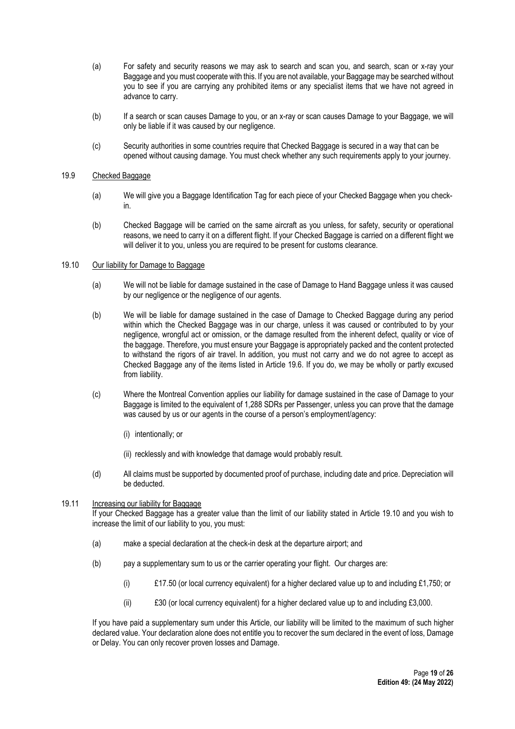(a) For safety and security reasons we may ask to search and scan you, and search, scan or x-ray your Baggage and you must cooperate with this. If you are not available, your Baggage may be searched without you to see if you are carrying any prohibited items or any specialist items that we have not agreed in advance to carry.

(b) If a search or scan causes Damage to you, or an x-ray or scan causes Damage to your Baggage, we will only be liable if it was caused by our negligence.

(c) Security authorities in some countries require that Checked Baggage is secured in a way that can be opened without causing damage. You must check whether any such requirements apply to your journey.

19.9 Checked Baggage

(a) We will give you a Baggage Identification Tag for each piece of your Checked Baggage when you check-in.

(b) Checked Baggage will be carried on the same aircraft as you unless, for safety, security or operational reasons, we need to carry it on a different flight. If your Checked Baggage is carried on a different flight we will deliver it to you, unless you are required to be present for customs clearance.

19.10 Our liability for Damage to Baggage

(a) We will not be liable for damage sustained in the case of Damage to Hand Baggage unless it was caused by our negligence or the negligence of our agents.

(b) We will be liable for damage sustained in the case of Damage to Checked Baggage during any period within which the Checked Baggage was in our charge, unless it was caused or contributed to by your negligence, wrongful act or omission, or the damage resulted from the inherent defect, quality or vice of the baggage. Therefore, you must ensure your Baggage is appropriately packed and the content protected to withstand the rigors of air travel. In addition, you must not carry and we do not agree to accept as Checked Baggage any of the items listed in Article 19.6. If you do, we may be wholly or partly excused from liability.

(c) Where the Montreal Convention applies our liability for damage sustained in the case of Damage to your Baggage is limited to the equivalent of 1,288 SDRs per Passenger, unless you can prove that the damage was caused by us or our agents in the course of a person's employment/agency:

(i) intentionally; or

(ii) recklessly and with knowledge that damage would probably result.

(d) All claims must be supported by documented proof of purchase, including date and price. Depreciation will be deducted.

19.11 Increasing our liability for Baggage

If your Checked Baggage has a greater value than the limit of our liability stated in Article 19.10 and you wish to increase the limit of our liability to you, you must:

(a) make a special declaration at the check-in desk at the departure airport; and

(b) pay a supplementary sum to us or the carrier operating your flight. Our charges are:

(i) £17.50 (or local currency equivalent) for a higher declared value up to and including £1,750; or

(ii) £30 (or local currency equivalent) for a higher declared value up to and including £3,000.

If you have paid a supplementary sum under this Article, our liability will be limited to the maximum of such higher declared value. Your declaration alone does not entitle you to recover the sum declared in the event of loss, Damage or Delay. You can only recover proven losses and Damage.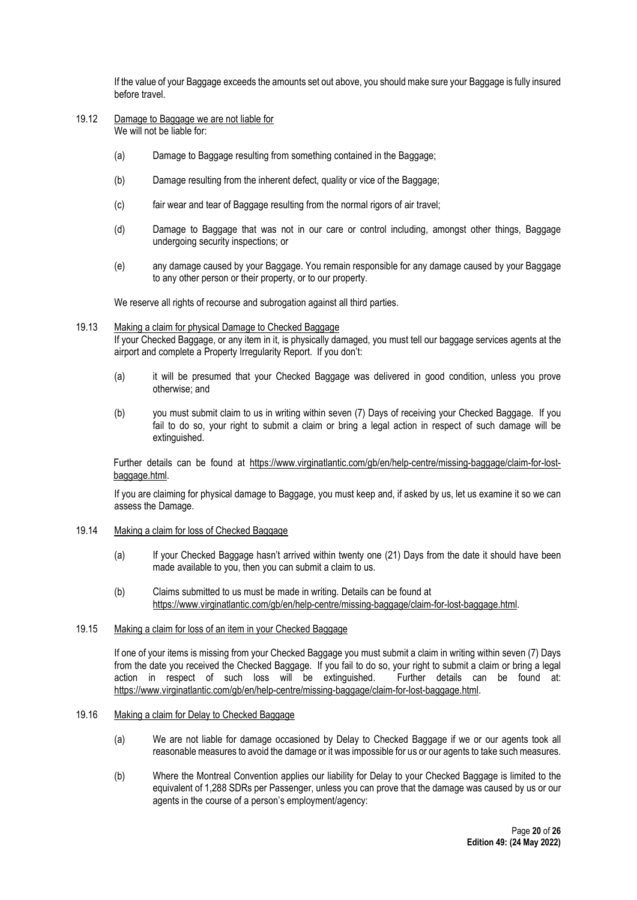If the value of your Baggage exceeds the amounts set out above, you should make sure your Baggage is fully insured before travel.

19.12 Damage to Baggage we are not liable for

We will not be liable for:

(a) Damage to Baggage resulting from something contained in the Baggage;

(b) Damage resulting from the inherent defect, quality or vice of the Baggage;

(c) fair wear and tear of Baggage resulting from the normal rigors of air travel;

(d) Damage to Baggage that was not in our care or control including, amongst other things, Baggage undergoing security inspections; or

(e) any damage caused by your Baggage. You remain responsible for any damage caused by your Baggage to any other person or their property, or to our property.

We reserve all rights of recourse and subrogation against all third parties.

19.13 Making a claim for physical Damage to Checked Baggage

If your Checked Baggage, or any item in it, is physically damaged, you must tell our baggage services agents at the airport and complete a Property Irregularity Report. If you don't:

(a) it will be presumed that your Checked Baggage was delivered in good condition, unless you prove otherwise; and

(b) you must submit claim to us in writing within seven (7) Days of receiving your Checked Baggage. If you fail to do so, your right to submit a claim or bring a legal action in respect of such damage will be extinguished.

Further details can be found at https://www.virginatlantic.com/gb/en/help-centre/missing-baggage/claim-for-lost-baggage.html.

If you are claiming for physical damage to Baggage, you must keep and, if asked by us, let us examine it so we can assess the Damage.

19.14 Making a claim for loss of Checked Baggage

(a) If your Checked Baggage hasn't arrived within twenty one (21) Days from the date it should have been made available to you, then you can submit a claim to us.

(b) Claims submitted to us must be made in writing. Details can be found at https://www.virginatlantic.com/gb/en/help-centre/missing-baggage/claim-for-lost-baggage.html.

19.15 Making a claim for loss of an item in your Checked Baggage

If one of your items is missing from your Checked Baggage you must submit a claim in writing within seven (7) Days from the date you received the Checked Baggage. If you fail to do so, your right to submit a claim or bring a legal action in respect of such loss will be extinguished. Further details can be found at: https://www.virginatlantic.com/gb/en/help-centre/missing-baggage/claim-for-lost-baggage.html.

19.16 Making a claim for Delay to Checked Baggage

(a) We are not liable for damage occasioned by Delay to Checked Baggage if we or our agents took all reasonable measures to avoid the damage or it was impossible for us or our agents to take such measures.

(b) Where the Montreal Convention applies our liability for Delay to your Checked Baggage is limited to the equivalent of 1,288 SDRs per Passenger, unless you can prove that the damage was caused by us or our agents in the course of a person's employment/agency: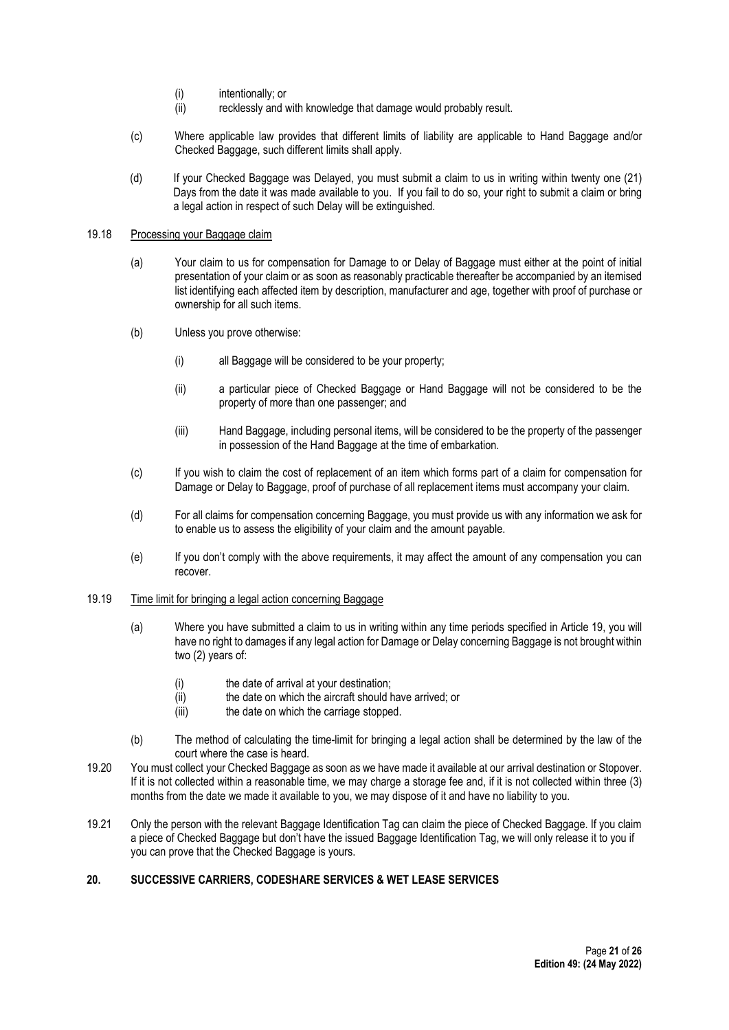(i) intentionally; or

(ii) recklessly and with knowledge that damage would probably result.

(c) Where applicable law provides that different limits of liability are applicable to Hand Baggage and/or Checked Baggage, such different limits shall apply.

(d) If your Checked Baggage was Delayed, you must submit a claim to us in writing within twenty one (21) Days from the date it was made available to you. If you fail to do so, your right to submit a claim or bring a legal action in respect of such Delay will be extinguished.

19.18 Processing your Baggage claim

(a) Your claim to us for compensation for Damage to or Delay of Baggage must either at the point of initial presentation of your claim or as soon as reasonably practicable thereafter be accompanied by an itemised list identifying each affected item by description, manufacturer and age, together with proof of purchase or ownership for all such items.

(b) Unless you prove otherwise:

(i) all Baggage will be considered to be your property;

(ii) a particular piece of Checked Baggage or Hand Baggage will not be considered to be the property of more than one passenger; and

(iii) Hand Baggage, including personal items, will be considered to be the property of the passenger in possession of the Hand Baggage at the time of embarkation.

(c) If you wish to claim the cost of replacement of an item which forms part of a claim for compensation for Damage or Delay to Baggage, proof of purchase of all replacement items must accompany your claim.

(d) For all claims for compensation concerning Baggage, you must provide us with any information we ask for to enable us to assess the eligibility of your claim and the amount payable.

(e) If you don't comply with the above requirements, it may affect the amount of any compensation you can recover.

19.19 Time limit for bringing a legal action concerning Baggage

(a) Where you have submitted a claim to us in writing within any time periods specified in Article 19, you will have no right to damages if any legal action for Damage or Delay concerning Baggage is not brought within two (2) years of:

(i) the date of arrival at your destination;

(ii) the date on which the aircraft should have arrived; or

(iii) the date on which the carriage stopped.

(b) The method of calculating the time-limit for bringing a legal action shall be determined by the law of the court where the case is heard.

19.20 You must collect your Checked Baggage as soon as we have made it available at our arrival destination or Stopover. If it is not collected within a reasonable time, we may charge a storage fee and, if it is not collected within three (3) months from the date we made it available to you, we may dispose of it and have no liability to you.

19.21 Only the person with the relevant Baggage Identification Tag can claim the piece of Checked Baggage. If you claim a piece of Checked Baggage but don't have the issued Baggage Identification Tag, we will only release it to you if you can prove that the Checked Baggage is yours.

## 20. SUCCESSIVE CARRIERS, CODESHARE SERVICES & WET LEASE SERVICES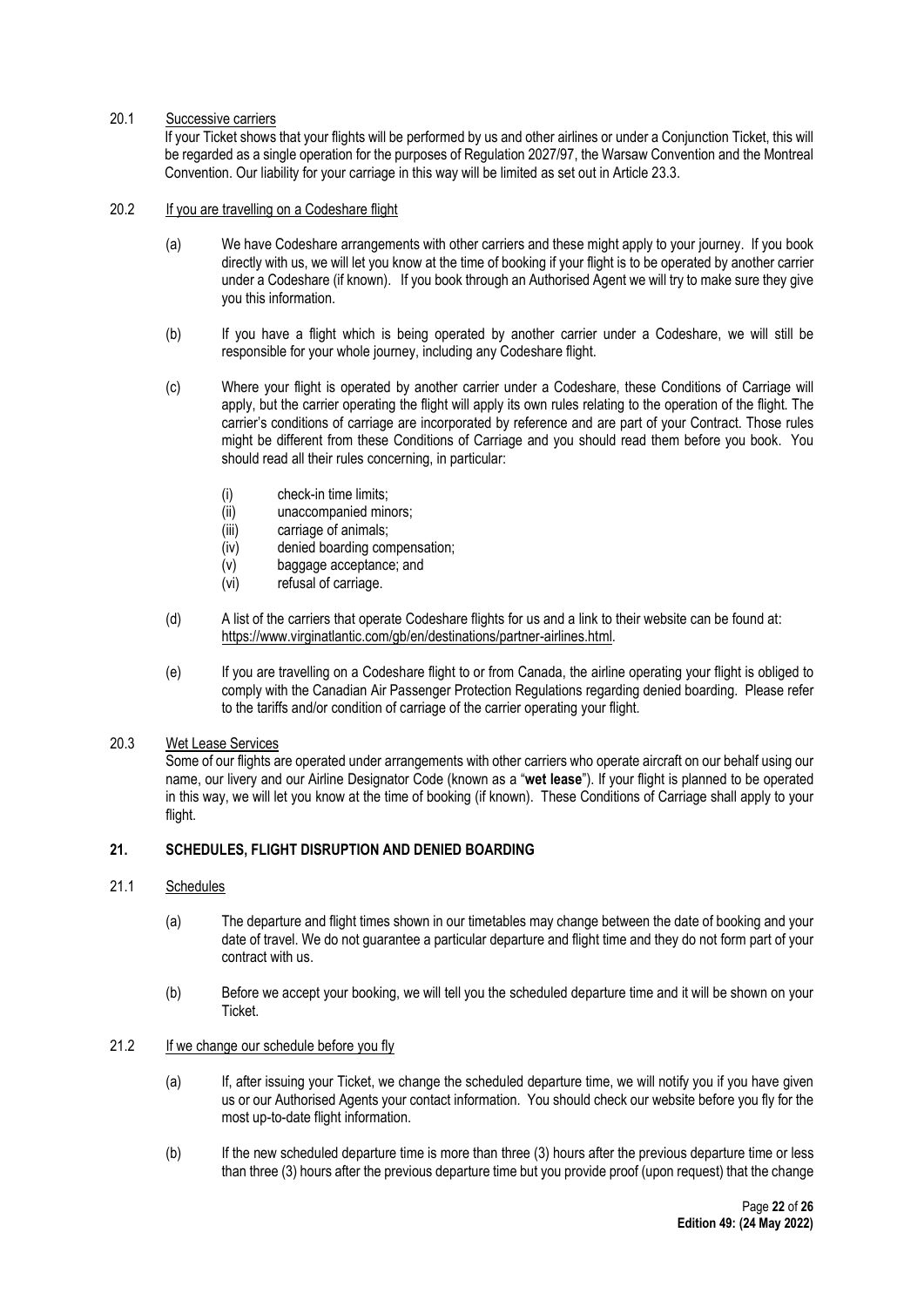20.1 Successive carriers

If your Ticket shows that your flights will be performed by us and other airlines or under a Conjunction Ticket, this will be regarded as a single operation for the purposes of Regulation 2027/97, the Warsaw Convention and the Montreal Convention. Our liability for your carriage in this way will be limited as set out in Article 23.3.

20.2 If you are travelling on a Codeshare flight

(a) We have Codeshare arrangements with other carriers and these might apply to your journey. If you book directly with us, we will let you know at the time of booking if your flight is to be operated by another carrier under a Codeshare (if known). If you book through an Authorised Agent we will try to make sure they give you this information.

(b) If you have a flight which is being operated by another carrier under a Codeshare, we will still be responsible for your whole journey, including any Codeshare flight.

(c) Where your flight is operated by another carrier under a Codeshare, these Conditions of Carriage will apply, but the carrier operating the flight will apply its own rules relating to the operation of the flight. The carrier's conditions of carriage are incorporated by reference and are part of your Contract. Those rules might be different from these Conditions of Carriage and you should read them before you book. You should read all their rules concerning, in particular:

- (i) check-in time limits;
- (ii) unaccompanied minors;
- (iii) carriage of animals;
- (iv) denied boarding compensation;
- (v) baggage acceptance; and
- (vi) refusal of carriage.

(d) A list of the carriers that operate Codeshare flights for us and a link to their website can be found at: https://www.virginatlantic.com/gb/en/destinations/partner-airlines.html.

(e) If you are travelling on a Codeshare flight to or from Canada, the airline operating your flight is obliged to comply with the Canadian Air Passenger Protection Regulations regarding denied boarding. Please refer to the tariffs and/or condition of carriage of the carrier operating your flight.

20.3 Wet Lease Services

Some of our flights are operated under arrangements with other carriers who operate aircraft on our behalf using our name, our livery and our Airline Designator Code (known as a "**wet lease**"). If your flight is planned to be operated in this way, we will let you know at the time of booking (if known). These Conditions of Carriage shall apply to your flight.

## 21. SCHEDULES, FLIGHT DISRUPTION AND DENIED BOARDING

21.1 Schedules

(a) The departure and flight times shown in our timetables may change between the date of booking and your date of travel. We do not guarantee a particular departure and flight time and they do not form part of your contract with us.

(b) Before we accept your booking, we will tell you the scheduled departure time and it will be shown on your Ticket.

21.2 If we change our schedule before you fly

(a) If, after issuing your Ticket, we change the scheduled departure time, we will notify you if you have given us or our Authorised Agents your contact information. You should check our website before you fly for the most up-to-date flight information.

(b) If the new scheduled departure time is more than three (3) hours after the previous departure time or less than three (3) hours after the previous departure time but you provide proof (upon request) that the change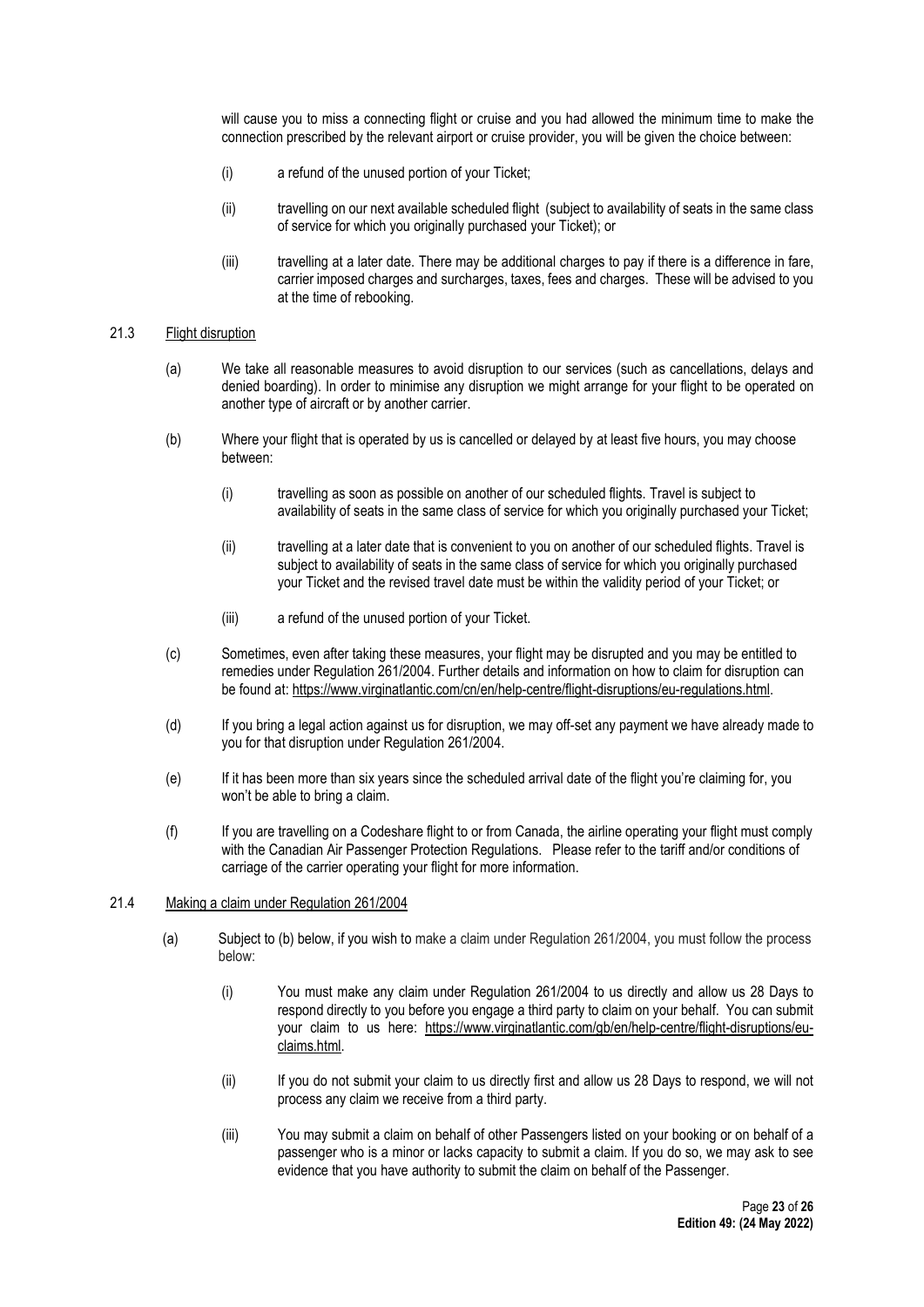will cause you to miss a connecting flight or cruise and you had allowed the minimum time to make the connection prescribed by the relevant airport or cruise provider, you will be given the choice between:

(i) a refund of the unused portion of your Ticket;

(ii) travelling on our next available scheduled flight (subject to availability of seats in the same class of service for which you originally purchased your Ticket); or

(iii) travelling at a later date. There may be additional charges to pay if there is a difference in fare, carrier imposed charges and surcharges, taxes, fees and charges. These will be advised to you at the time of rebooking.

### 21.3 Flight disruption

(a) We take all reasonable measures to avoid disruption to our services (such as cancellations, delays and denied boarding). In order to minimise any disruption we might arrange for your flight to be operated on another type of aircraft or by another carrier.

(b) Where your flight that is operated by us is cancelled or delayed by at least five hours, you may choose between:

(i) travelling as soon as possible on another of our scheduled flights. Travel is subject to availability of seats in the same class of service for which you originally purchased your Ticket;

(ii) travelling at a later date that is convenient to you on another of our scheduled flights. Travel is subject to availability of seats in the same class of service for which you originally purchased your Ticket and the revised travel date must be within the validity period of your Ticket; or

(iii) a refund of the unused portion of your Ticket.

(c) Sometimes, even after taking these measures, your flight may be disrupted and you may be entitled to remedies under Regulation 261/2004. Further details and information on how to claim for disruption can be found at: https://www.virginatlantic.com/cn/en/help-centre/flight-disruptions/eu-regulations.html.

(d) If you bring a legal action against us for disruption, we may off-set any payment we have already made to you for that disruption under Regulation 261/2004.

(e) If it has been more than six years since the scheduled arrival date of the flight you're claiming for, you won't be able to bring a claim.

(f) If you are travelling on a Codeshare flight to or from Canada, the airline operating your flight must comply with the Canadian Air Passenger Protection Regulations. Please refer to the tariff and/or conditions of carriage of the carrier operating your flight for more information.

### 21.4 Making a claim under Regulation 261/2004

(a) Subject to (b) below, if you wish to make a claim under Regulation 261/2004, you must follow the process below:

(i) You must make any claim under Regulation 261/2004 to us directly and allow us 28 Days to respond directly to you before you engage a third party to claim on your behalf. You can submit your claim to us here: https://www.virginatlantic.com/gb/en/help-centre/flight-disruptions/eu-claims.html.

(ii) If you do not submit your claim to us directly first and allow us 28 Days to respond, we will not process any claim we receive from a third party.

(iii) You may submit a claim on behalf of other Passengers listed on your booking or on behalf of a passenger who is a minor or lacks capacity to submit a claim. If you do so, we may ask to see evidence that you have authority to submit the claim on behalf of the Passenger.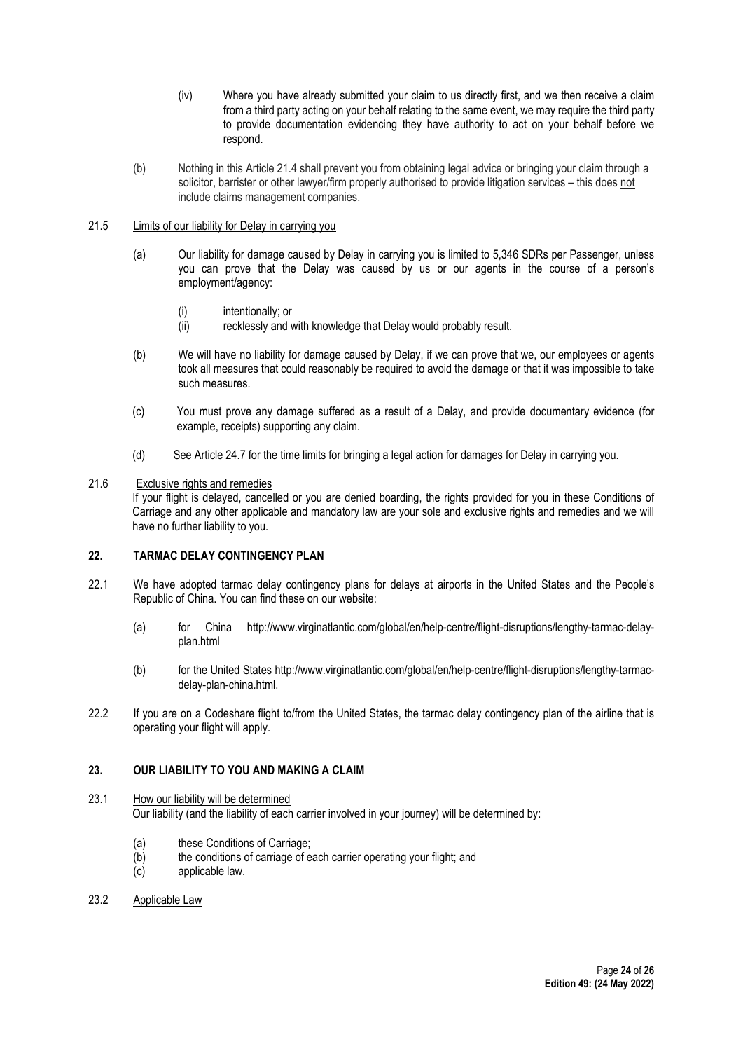(iv) Where you have already submitted your claim to us directly first, and we then receive a claim from a third party acting on your behalf relating to the same event, we may require the third party to provide documentation evidencing they have authority to act on your behalf before we respond.

(b) Nothing in this Article 21.4 shall prevent you from obtaining legal advice or bringing your claim through a solicitor, barrister or other lawyer/firm properly authorised to provide litigation services – this does not include claims management companies.

21.5 Limits of our liability for Delay in carrying you

(a) Our liability for damage caused by Delay in carrying you is limited to 5,346 SDRs per Passenger, unless you can prove that the Delay was caused by us or our agents in the course of a person's employment/agency:

(i) intentionally; or
(ii) recklessly and with knowledge that Delay would probably result.

(b) We will have no liability for damage caused by Delay, if we can prove that we, our employees or agents took all measures that could reasonably be required to avoid the damage or that it was impossible to take such measures.

(c) You must prove any damage suffered as a result of a Delay, and provide documentary evidence (for example, receipts) supporting any claim.

(d) See Article 24.7 for the time limits for bringing a legal action for damages for Delay in carrying you.

21.6 Exclusive rights and remedies
If your flight is delayed, cancelled or you are denied boarding, the rights provided for you in these Conditions of Carriage and any other applicable and mandatory law are your sole and exclusive rights and remedies and we will have no further liability to you.

## 22. TARMAC DELAY CONTINGENCY PLAN

22.1 We have adopted tarmac delay contingency plans for delays at airports in the United States and the People's Republic of China. You can find these on our website:

(a) for China http://www.virginatlantic.com/global/en/help-centre/flight-disruptions/lengthy-tarmac-delay-plan.html

(b) for the United States http://www.virginatlantic.com/global/en/help-centre/flight-disruptions/lengthy-tarmac-delay-plan-china.html.

22.2 If you are on a Codeshare flight to/from the United States, the tarmac delay contingency plan of the airline that is operating your flight will apply.

## 23. OUR LIABILITY TO YOU AND MAKING A CLAIM

23.1 How our liability will be determined
Our liability (and the liability of each carrier involved in your journey) will be determined by:

(a) these Conditions of Carriage;
(b) the conditions of carriage of each carrier operating your flight; and
(c) applicable law.

23.2 Applicable Law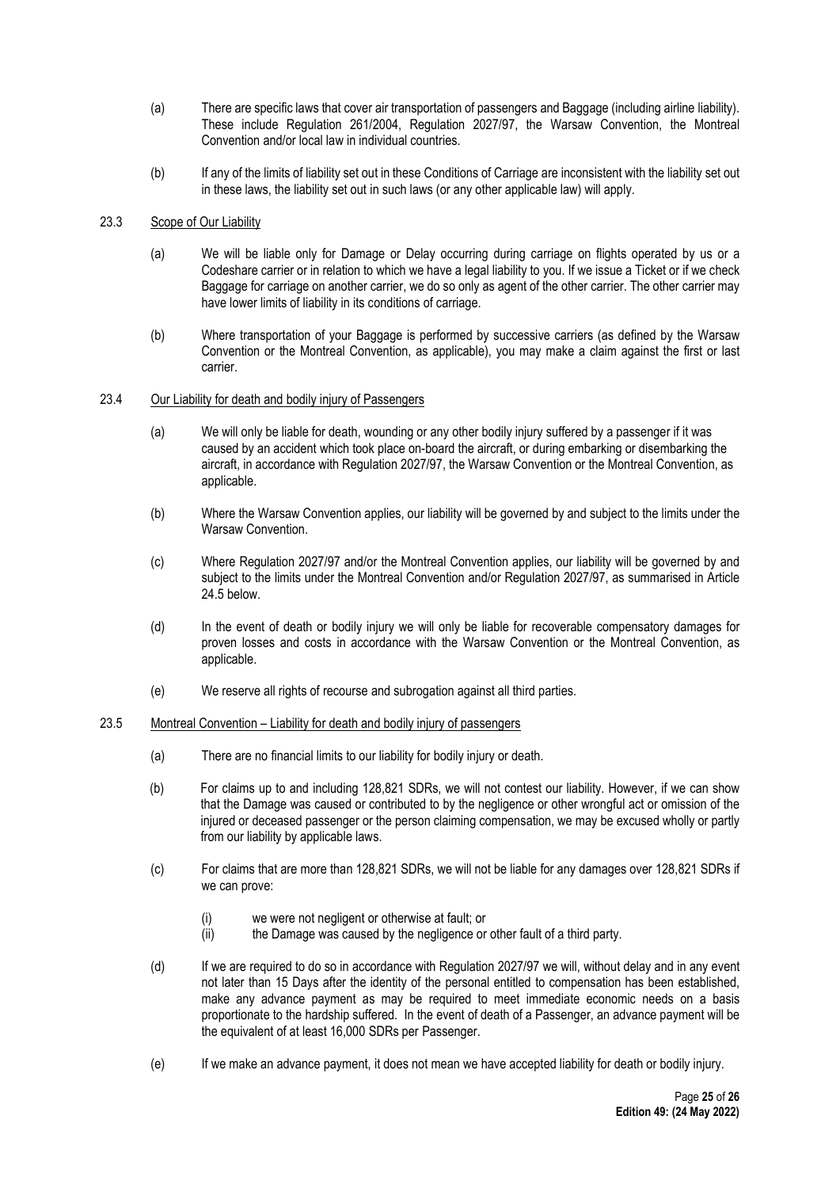(a) There are specific laws that cover air transportation of passengers and Baggage (including airline liability). These include Regulation 261/2004, Regulation 2027/97, the Warsaw Convention, the Montreal Convention and/or local law in individual countries.

(b) If any of the limits of liability set out in these Conditions of Carriage are inconsistent with the liability set out in these laws, the liability set out in such laws (or any other applicable law) will apply.

### 23.3 Scope of Our Liability

(a) We will be liable only for Damage or Delay occurring during carriage on flights operated by us or a Codeshare carrier or in relation to which we have a legal liability to you. If we issue a Ticket or if we check Baggage for carriage on another carrier, we do so only as agent of the other carrier. The other carrier may have lower limits of liability in its conditions of carriage.

(b) Where transportation of your Baggage is performed by successive carriers (as defined by the Warsaw Convention or the Montreal Convention, as applicable), you may make a claim against the first or last carrier.

### 23.4 Our Liability for death and bodily injury of Passengers

(a) We will only be liable for death, wounding or any other bodily injury suffered by a passenger if it was caused by an accident which took place on-board the aircraft, or during embarking or disembarking the aircraft, in accordance with Regulation 2027/97, the Warsaw Convention or the Montreal Convention, as applicable.

(b) Where the Warsaw Convention applies, our liability will be governed by and subject to the limits under the Warsaw Convention.

(c) Where Regulation 2027/97 and/or the Montreal Convention applies, our liability will be governed by and subject to the limits under the Montreal Convention and/or Regulation 2027/97, as summarised in Article 24.5 below.

(d) In the event of death or bodily injury we will only be liable for recoverable compensatory damages for proven losses and costs in accordance with the Warsaw Convention or the Montreal Convention, as applicable.

(e) We reserve all rights of recourse and subrogation against all third parties.

### 23.5 Montreal Convention – Liability for death and bodily injury of passengers

(a) There are no financial limits to our liability for bodily injury or death.

(b) For claims up to and including 128,821 SDRs, we will not contest our liability. However, if we can show that the Damage was caused or contributed to by the negligence or other wrongful act or omission of the injured or deceased passenger or the person claiming compensation, we may be excused wholly or partly from our liability by applicable laws.

(c) For claims that are more than 128,821 SDRs, we will not be liable for any damages over 128,821 SDRs if we can prove:

  (i) we were not negligent or otherwise at fault; or
  (ii) the Damage was caused by the negligence or other fault of a third party.

(d) If we are required to do so in accordance with Regulation 2027/97 we will, without delay and in any event not later than 15 Days after the identity of the personal entitled to compensation has been established, make any advance payment as may be required to meet immediate economic needs on a basis proportionate to the hardship suffered. In the event of death of a Passenger, an advance payment will be the equivalent of at least 16,000 SDRs per Passenger.

(e) If we make an advance payment, it does not mean we have accepted liability for death or bodily injury.

**Edition 49: (24 May 2022)**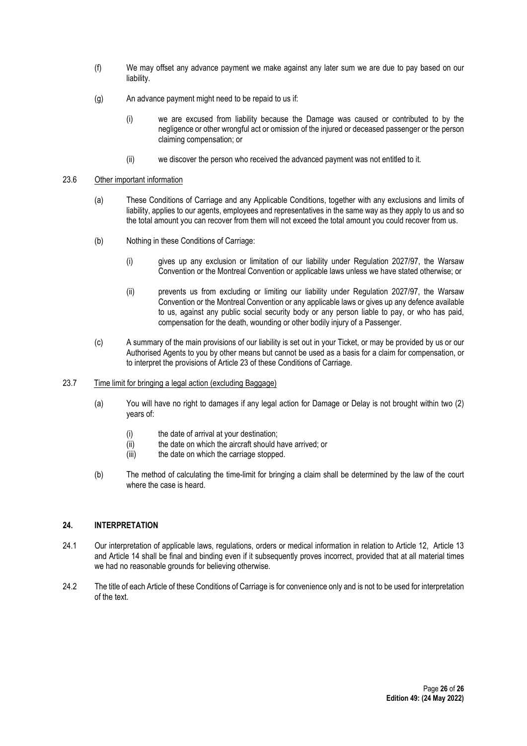(f) We may offset any advance payment we make against any later sum we are due to pay based on our liability.

(g) An advance payment might need to be repaid to us if:

   (i) we are excused from liability because the Damage was caused or contributed to by the negligence or other wrongful act or omission of the injured or deceased passenger or the person claiming compensation; or

   (ii) we discover the person who received the advanced payment was not entitled to it.

23.6 Other important information

(a) These Conditions of Carriage and any Applicable Conditions, together with any exclusions and limits of liability, applies to our agents, employees and representatives in the same way as they apply to us and so the total amount you can recover from them will not exceed the total amount you could recover from us.

(b) Nothing in these Conditions of Carriage:

   (i) gives up any exclusion or limitation of our liability under Regulation 2027/97, the Warsaw Convention or the Montreal Convention or applicable laws unless we have stated otherwise; or

   (ii) prevents us from excluding or limiting our liability under Regulation 2027/97, the Warsaw Convention or the Montreal Convention or any applicable laws or gives up any defence available to us, against any public social security body or any person liable to pay, or who has paid, compensation for the death, wounding or other bodily injury of a Passenger.

(c) A summary of the main provisions of our liability is set out in your Ticket, or may be provided by us or our Authorised Agents to you by other means but cannot be used as a basis for a claim for compensation, or to interpret the provisions of Article 23 of these Conditions of Carriage.

23.7 Time limit for bringing a legal action (excluding Baggage)

(a) You will have no right to damages if any legal action for Damage or Delay is not brought within two (2) years of:

   (i) the date of arrival at your destination;
   (ii) the date on which the aircraft should have arrived; or
   (iii) the date on which the carriage stopped.

(b) The method of calculating the time-limit for bringing a claim shall be determined by the law of the court where the case is heard.

## 24. INTERPRETATION

24.1 Our interpretation of applicable laws, regulations, orders or medical information in relation to Article 12, Article 13 and Article 14 shall be final and binding even if it subsequently proves incorrect, provided that at all material times we had no reasonable grounds for believing otherwise.

24.2 The title of each Article of these Conditions of Carriage is for convenience only and is not to be used for interpretation of the text.